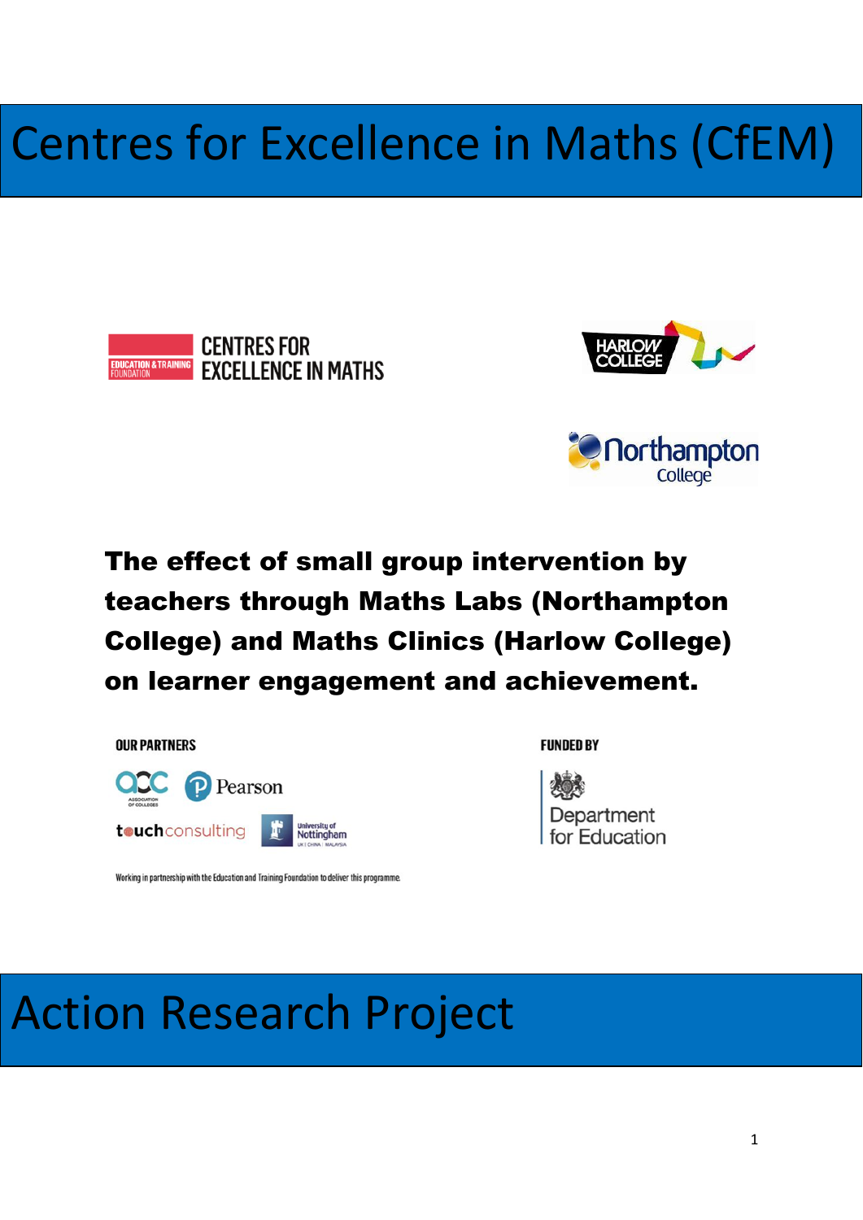# Centres for Excellence in Maths (CfEM)

EDUCATION & TRAINING FOUNDATION — CENTRES FOR EXCELLENCE IN MATHS

HARLOW COLLEGE

Northampton College

**The effect of small group intervention by teachers through Maths Labs (Northampton College) and Maths Clinics (Harlow College) on learner engagement and achievement.**

OUR PARTNERS

AoC Association of Colleges, Pearson, touchconsulting, University of Nottingham UK | CHINA | MALAYSIA

Working in partnership with the Education and Training Foundation to deliver this programme.

FUNDED BY

Department for Education

# Action Research Project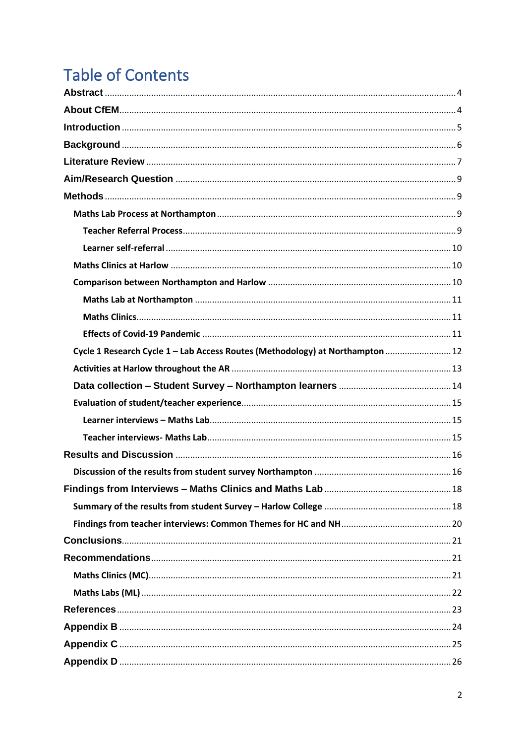# Table of Contents

Abstract ..... 4

About CfEM ..... 4

Introduction ..... 5

Background ..... 6

Literature Review ..... 7

Aim/Research Question ..... 9

Methods ..... 9

- Maths Lab Process at Northampton ..... 9
  - Teacher Referral Process ..... 9
  - Learner self-referral ..... 10
- Maths Clinics at Harlow ..... 10
- Comparison between Northampton and Harlow ..... 10
  - Maths Lab at Northampton ..... 11
  - Maths Clinics ..... 11
  - Effects of Covid-19 Pandemic ..... 11
- Cycle 1 Research Cycle 1 – Lab Access Routes (Methodology) at Northampton ..... 12
- Activities at Harlow throughout the AR ..... 13
- Data collection – Student Survey – Northampton learners ..... 14
- Evaluation of student/teacher experience ..... 15
  - Learner interviews – Maths Lab ..... 15
  - Teacher interviews- Maths Lab ..... 15

Results and Discussion ..... 16

- Discussion of the results from student survey Northampton ..... 16

Findings from Interviews – Maths Clinics and Maths Lab ..... 18

- Summary of the results from student Survey – Harlow College ..... 18
- Findings from teacher interviews: Common Themes for HC and NH ..... 20

Conclusions ..... 21

Recommendations ..... 21

- Maths Clinics (MC) ..... 21
- Maths Labs (ML) ..... 22

References ..... 23

Appendix B ..... 24

Appendix C ..... 25

Appendix D ..... 26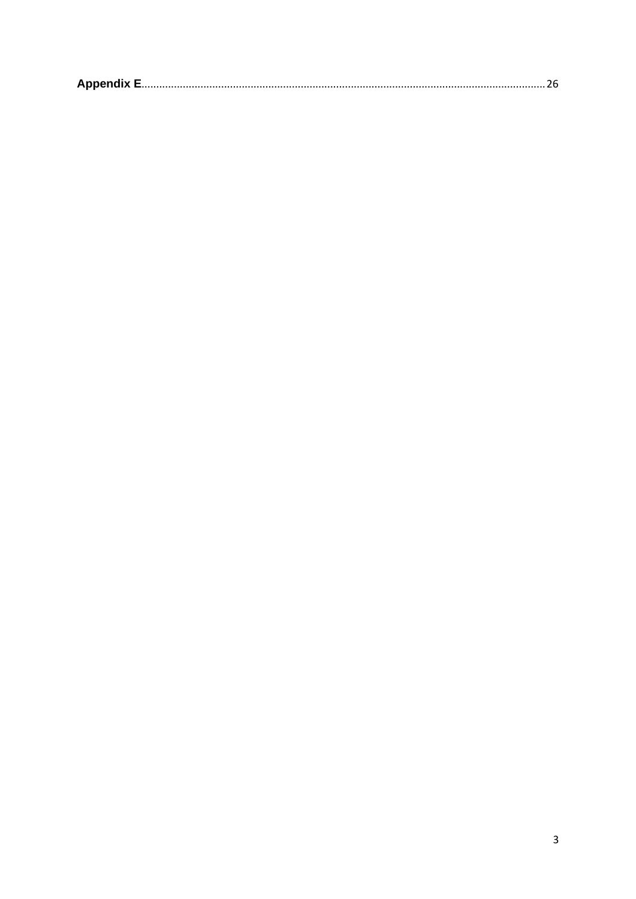**Appendix E**........................................................................................................................................26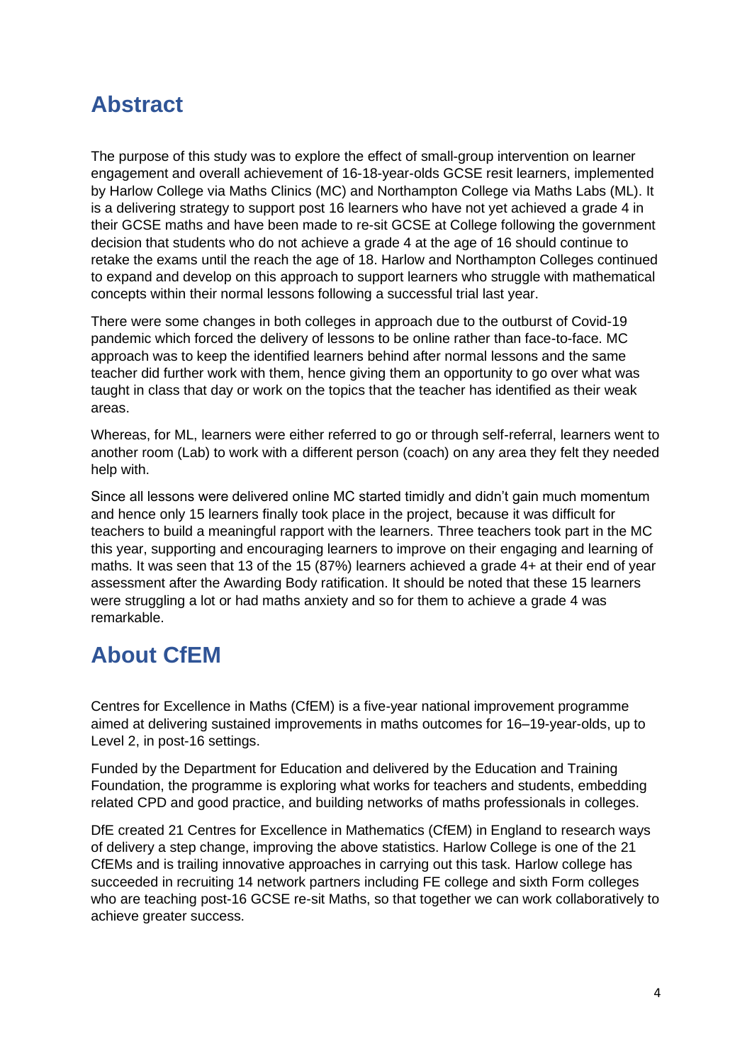## Abstract

The purpose of this study was to explore the effect of small-group intervention on learner engagement and overall achievement of 16-18-year-olds GCSE resit learners, implemented by Harlow College via Maths Clinics (MC) and Northampton College via Maths Labs (ML). It is a delivering strategy to support post 16 learners who have not yet achieved a grade 4 in their GCSE maths and have been made to re-sit GCSE at College following the government decision that students who do not achieve a grade 4 at the age of 16 should continue to retake the exams until the reach the age of 18. Harlow and Northampton Colleges continued to expand and develop on this approach to support learners who struggle with mathematical concepts within their normal lessons following a successful trial last year.

There were some changes in both colleges in approach due to the outburst of Covid-19 pandemic which forced the delivery of lessons to be online rather than face-to-face. MC approach was to keep the identified learners behind after normal lessons and the same teacher did further work with them, hence giving them an opportunity to go over what was taught in class that day or work on the topics that the teacher has identified as their weak areas.

Whereas, for ML, learners were either referred to go or through self-referral, learners went to another room (Lab) to work with a different person (coach) on any area they felt they needed help with.

Since all lessons were delivered online MC started timidly and didn't gain much momentum and hence only 15 learners finally took place in the project, because it was difficult for teachers to build a meaningful rapport with the learners. Three teachers took part in the MC this year, supporting and encouraging learners to improve on their engaging and learning of maths. It was seen that 13 of the 15 (87%) learners achieved a grade 4+ at their end of year assessment after the Awarding Body ratification. It should be noted that these 15 learners were struggling a lot or had maths anxiety and so for them to achieve a grade 4 was remarkable.

## About CfEM

Centres for Excellence in Maths (CfEM) is a five-year national improvement programme aimed at delivering sustained improvements in maths outcomes for 16–19-year-olds, up to Level 2, in post-16 settings.

Funded by the Department for Education and delivered by the Education and Training Foundation, the programme is exploring what works for teachers and students, embedding related CPD and good practice, and building networks of maths professionals in colleges.

DfE created 21 Centres for Excellence in Mathematics (CfEM) in England to research ways of delivery a step change, improving the above statistics. Harlow College is one of the 21 CfEMs and is trailing innovative approaches in carrying out this task. Harlow college has succeeded in recruiting 14 network partners including FE college and sixth Form colleges who are teaching post-16 GCSE re-sit Maths, so that together we can work collaboratively to achieve greater success.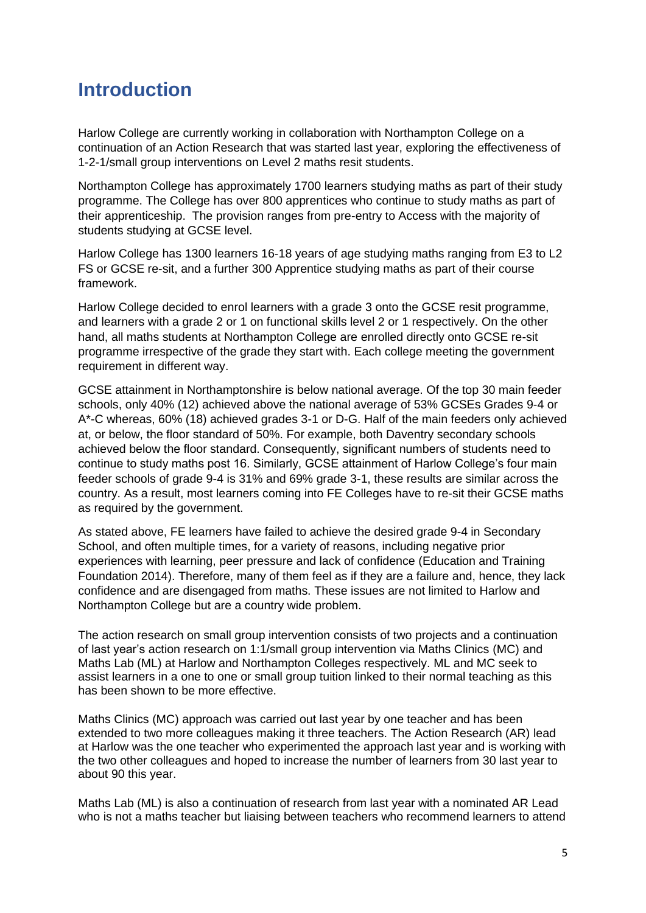# Introduction

Harlow College are currently working in collaboration with Northampton College on a continuation of an Action Research that was started last year, exploring the effectiveness of 1-2-1/small group interventions on Level 2 maths resit students.

Northampton College has approximately 1700 learners studying maths as part of their study programme. The College has over 800 apprentices who continue to study maths as part of their apprenticeship. The provision ranges from pre-entry to Access with the majority of students studying at GCSE level.

Harlow College has 1300 learners 16-18 years of age studying maths ranging from E3 to L2 FS or GCSE re-sit, and a further 300 Apprentice studying maths as part of their course framework.

Harlow College decided to enrol learners with a grade 3 onto the GCSE resit programme, and learners with a grade 2 or 1 on functional skills level 2 or 1 respectively. On the other hand, all maths students at Northampton College are enrolled directly onto GCSE re-sit programme irrespective of the grade they start with. Each college meeting the government requirement in different way.

GCSE attainment in Northamptonshire is below national average. Of the top 30 main feeder schools, only 40% (12) achieved above the national average of 53% GCSEs Grades 9-4 or A*-C whereas, 60% (18) achieved grades 3-1 or D-G. Half of the main feeders only achieved at, or below, the floor standard of 50%. For example, both Daventry secondary schools achieved below the floor standard. Consequently, significant numbers of students need to continue to study maths post 16. Similarly, GCSE attainment of Harlow College's four main feeder schools of grade 9-4 is 31% and 69% grade 3-1, these results are similar across the country. As a result, most learners coming into FE Colleges have to re-sit their GCSE maths as required by the government.

As stated above, FE learners have failed to achieve the desired grade 9-4 in Secondary School, and often multiple times, for a variety of reasons, including negative prior experiences with learning, peer pressure and lack of confidence (Education and Training Foundation 2014). Therefore, many of them feel as if they are a failure and, hence, they lack confidence and are disengaged from maths. These issues are not limited to Harlow and Northampton College but are a country wide problem.

The action research on small group intervention consists of two projects and a continuation of last year's action research on 1:1/small group intervention via Maths Clinics (MC) and Maths Lab (ML) at Harlow and Northampton Colleges respectively. ML and MC seek to assist learners in a one to one or small group tuition linked to their normal teaching as this has been shown to be more effective.

Maths Clinics (MC) approach was carried out last year by one teacher and has been extended to two more colleagues making it three teachers. The Action Research (AR) lead at Harlow was the one teacher who experimented the approach last year and is working with the two other colleagues and hoped to increase the number of learners from 30 last year to about 90 this year.

Maths Lab (ML) is also a continuation of research from last year with a nominated AR Lead who is not a maths teacher but liaising between teachers who recommend learners to attend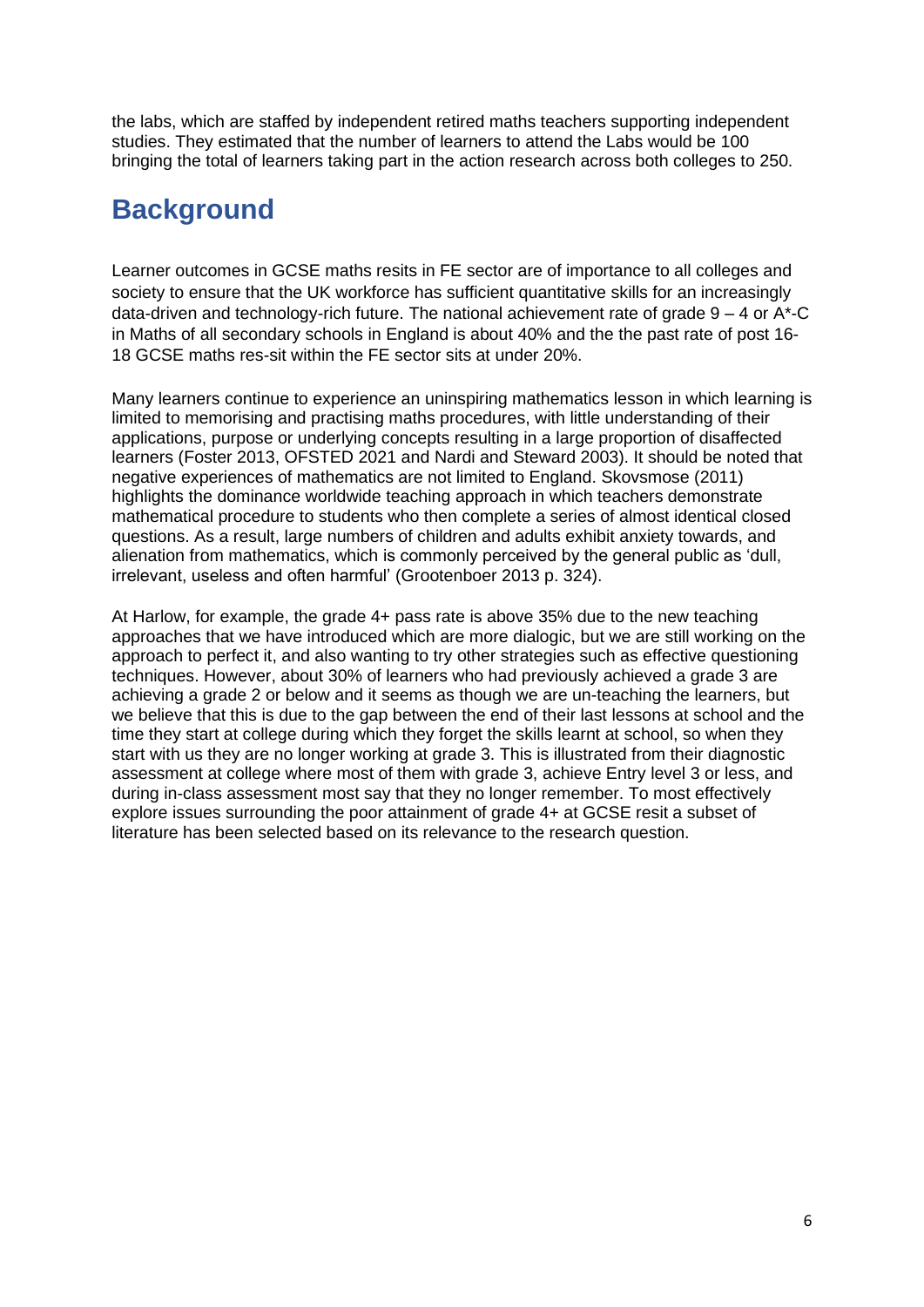the labs, which are staffed by independent retired maths teachers supporting independent studies. They estimated that the number of learners to attend the Labs would be 100 bringing the total of learners taking part in the action research across both colleges to 250.

## Background

Learner outcomes in GCSE maths resits in FE sector are of importance to all colleges and society to ensure that the UK workforce has sufficient quantitative skills for an increasingly data-driven and technology-rich future. The national achievement rate of grade 9 – 4 or A*-C in Maths of all secondary schools in England is about 40% and the the past rate of post 16-18 GCSE maths res-sit within the FE sector sits at under 20%.

Many learners continue to experience an uninspiring mathematics lesson in which learning is limited to memorising and practising maths procedures, with little understanding of their applications, purpose or underlying concepts resulting in a large proportion of disaffected learners (Foster 2013, OFSTED 2021 and Nardi and Steward 2003). It should be noted that negative experiences of mathematics are not limited to England. Skovsmose (2011) highlights the dominance worldwide teaching approach in which teachers demonstrate mathematical procedure to students who then complete a series of almost identical closed questions. As a result, large numbers of children and adults exhibit anxiety towards, and alienation from mathematics, which is commonly perceived by the general public as 'dull, irrelevant, useless and often harmful' (Grootenboer 2013 p. 324).

At Harlow, for example, the grade 4+ pass rate is above 35% due to the new teaching approaches that we have introduced which are more dialogic, but we are still working on the approach to perfect it, and also wanting to try other strategies such as effective questioning techniques. However, about 30% of learners who had previously achieved a grade 3 are achieving a grade 2 or below and it seems as though we are un-teaching the learners, but we believe that this is due to the gap between the end of their last lessons at school and the time they start at college during which they forget the skills learnt at school, so when they start with us they are no longer working at grade 3. This is illustrated from their diagnostic assessment at college where most of them with grade 3, achieve Entry level 3 or less, and during in-class assessment most say that they no longer remember. To most effectively explore issues surrounding the poor attainment of grade 4+ at GCSE resit a subset of literature has been selected based on its relevance to the research question.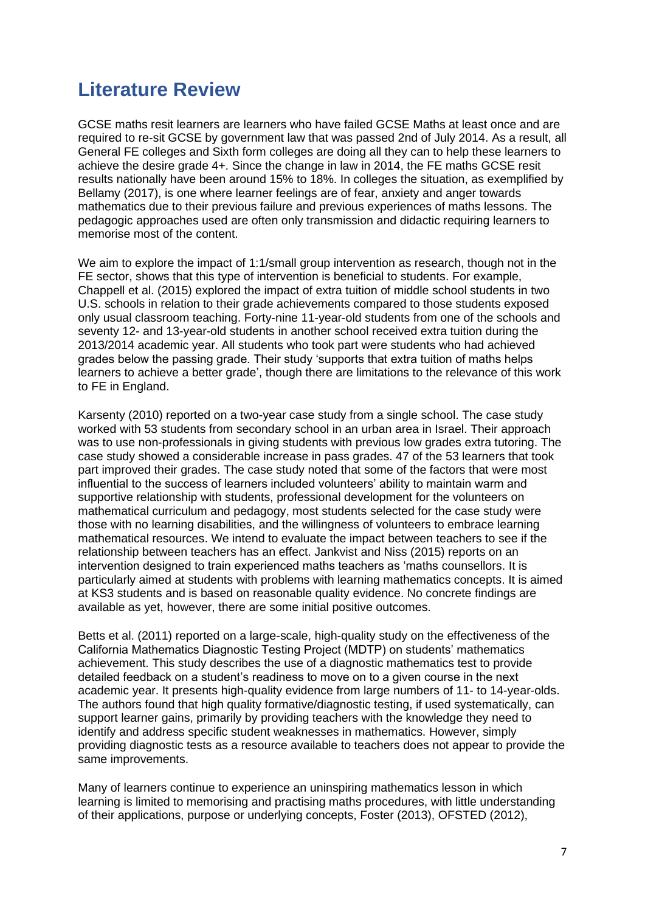# Literature Review

GCSE maths resit learners are learners who have failed GCSE Maths at least once and are required to re-sit GCSE by government law that was passed 2nd of July 2014. As a result, all General FE colleges and Sixth form colleges are doing all they can to help these learners to achieve the desire grade 4+. Since the change in law in 2014, the FE maths GCSE resit results nationally have been around 15% to 18%. In colleges the situation, as exemplified by Bellamy (2017), is one where learner feelings are of fear, anxiety and anger towards mathematics due to their previous failure and previous experiences of maths lessons. The pedagogic approaches used are often only transmission and didactic requiring learners to memorise most of the content.

We aim to explore the impact of 1:1/small group intervention as research, though not in the FE sector, shows that this type of intervention is beneficial to students. For example, Chappell et al. (2015) explored the impact of extra tuition of middle school students in two U.S. schools in relation to their grade achievements compared to those students exposed only usual classroom teaching. Forty-nine 11-year-old students from one of the schools and seventy 12- and 13-year-old students in another school received extra tuition during the 2013/2014 academic year. All students who took part were students who had achieved grades below the passing grade. Their study 'supports that extra tuition of maths helps learners to achieve a better grade', though there are limitations to the relevance of this work to FE in England.

Karsenty (2010) reported on a two-year case study from a single school. The case study worked with 53 students from secondary school in an urban area in Israel. Their approach was to use non-professionals in giving students with previous low grades extra tutoring. The case study showed a considerable increase in pass grades. 47 of the 53 learners that took part improved their grades. The case study noted that some of the factors that were most influential to the success of learners included volunteers' ability to maintain warm and supportive relationship with students, professional development for the volunteers on mathematical curriculum and pedagogy, most students selected for the case study were those with no learning disabilities, and the willingness of volunteers to embrace learning mathematical resources. We intend to evaluate the impact between teachers to see if the relationship between teachers has an effect. Jankvist and Niss (2015) reports on an intervention designed to train experienced maths teachers as 'maths counsellors. It is particularly aimed at students with problems with learning mathematics concepts. It is aimed at KS3 students and is based on reasonable quality evidence. No concrete findings are available as yet, however, there are some initial positive outcomes.

Betts et al. (2011) reported on a large-scale, high-quality study on the effectiveness of the California Mathematics Diagnostic Testing Project (MDTP) on students' mathematics achievement. This study describes the use of a diagnostic mathematics test to provide detailed feedback on a student's readiness to move on to a given course in the next academic year. It presents high-quality evidence from large numbers of 11- to 14-year-olds. The authors found that high quality formative/diagnostic testing, if used systematically, can support learner gains, primarily by providing teachers with the knowledge they need to identify and address specific student weaknesses in mathematics. However, simply providing diagnostic tests as a resource available to teachers does not appear to provide the same improvements.

Many of learners continue to experience an uninspiring mathematics lesson in which learning is limited to memorising and practising maths procedures, with little understanding of their applications, purpose or underlying concepts, Foster (2013), OFSTED (2012),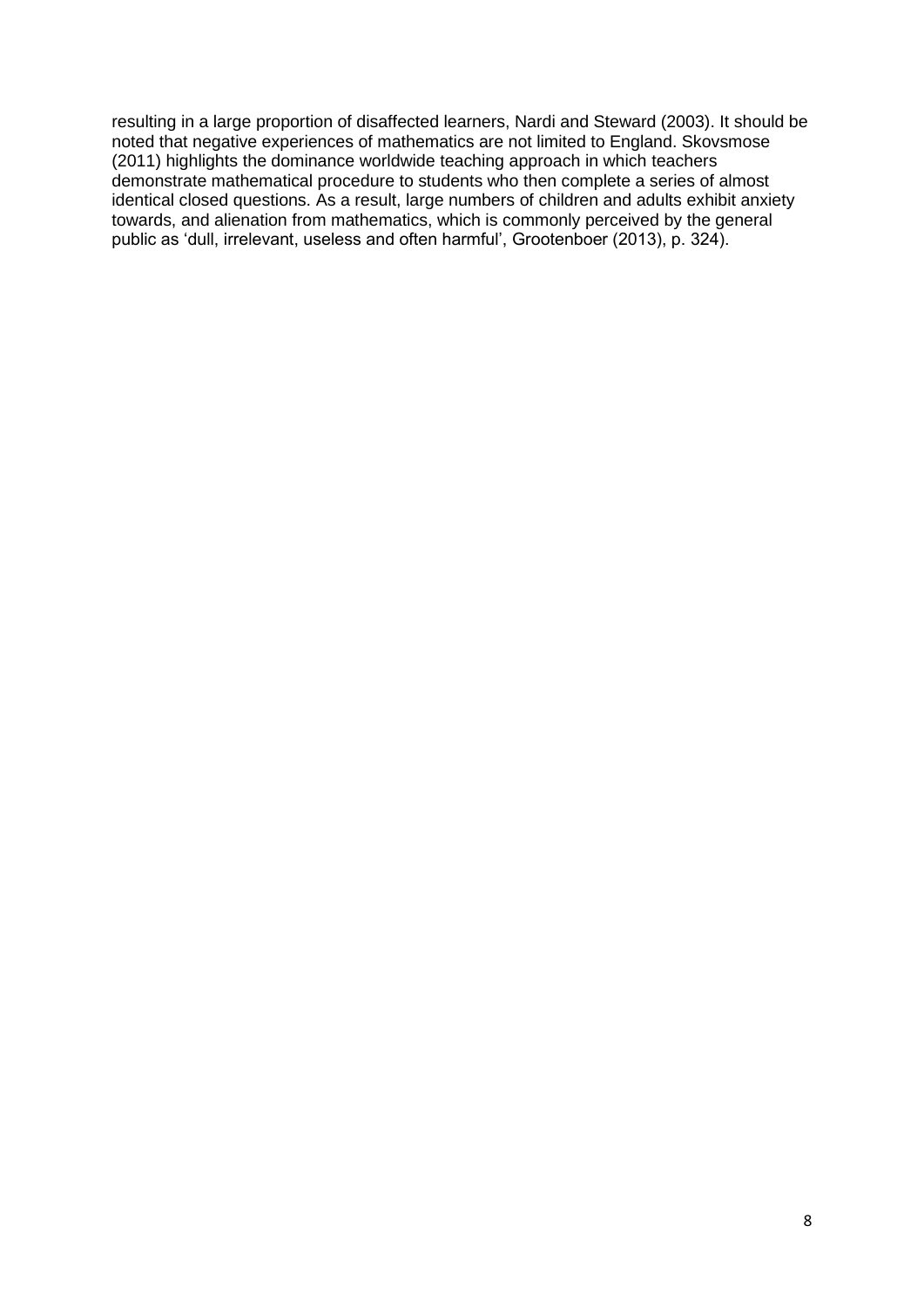resulting in a large proportion of disaffected learners, Nardi and Steward (2003). It should be noted that negative experiences of mathematics are not limited to England. Skovsmose (2011) highlights the dominance worldwide teaching approach in which teachers demonstrate mathematical procedure to students who then complete a series of almost identical closed questions. As a result, large numbers of children and adults exhibit anxiety towards, and alienation from mathematics, which is commonly perceived by the general public as 'dull, irrelevant, useless and often harmful', Grootenboer (2013), p. 324).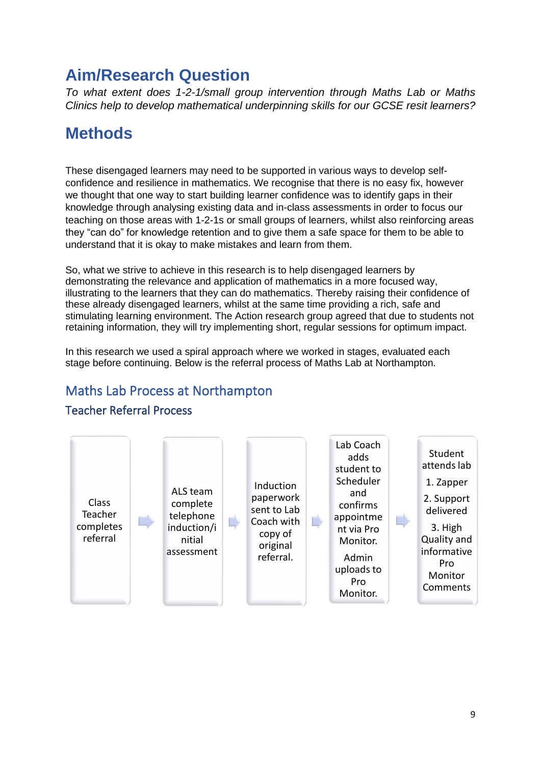# Aim/Research Question

*To what extent does 1-2-1/small group intervention through Maths Lab or Maths Clinics help to develop mathematical underpinning skills for our GCSE resit learners?*

# Methods

These disengaged learners may need to be supported in various ways to develop self-confidence and resilience in mathematics. We recognise that there is no easy fix, however we thought that one way to start building learner confidence was to identify gaps in their knowledge through analysing existing data and in-class assessments in order to focus our teaching on those areas with 1-2-1s or small groups of learners, whilst also reinforcing areas they "can do" for knowledge retention and to give them a safe space for them to be able to understand that it is okay to make mistakes and learn from them.

So, what we strive to achieve in this research is to help disengaged learners by demonstrating the relevance and application of mathematics in a more focused way, illustrating to the learners that they can do mathematics. Thereby raising their confidence of these already disengaged learners, whilst at the same time providing a rich, safe and stimulating learning environment. The Action research group agreed that due to students not retaining information, they will try implementing short, regular sessions for optimum impact.

In this research we used a spiral approach where we worked in stages, evaluated each stage before continuing. Below is the referral process of Maths Lab at Northampton.

## Maths Lab Process at Northampton

### Teacher Referral Process

Class Teacher completes referral → ALS team complete telephone induction/initial assessment → Induction paperwork sent to Lab Coach with copy of original referral. → Lab Coach adds student to Scheduler and confirms appointment via Pro Monitor. Admin uploads to Pro Monitor. → Student attends lab 1. Zapper 2. Support delivered 3. High Quality and informative Pro Monitor Comments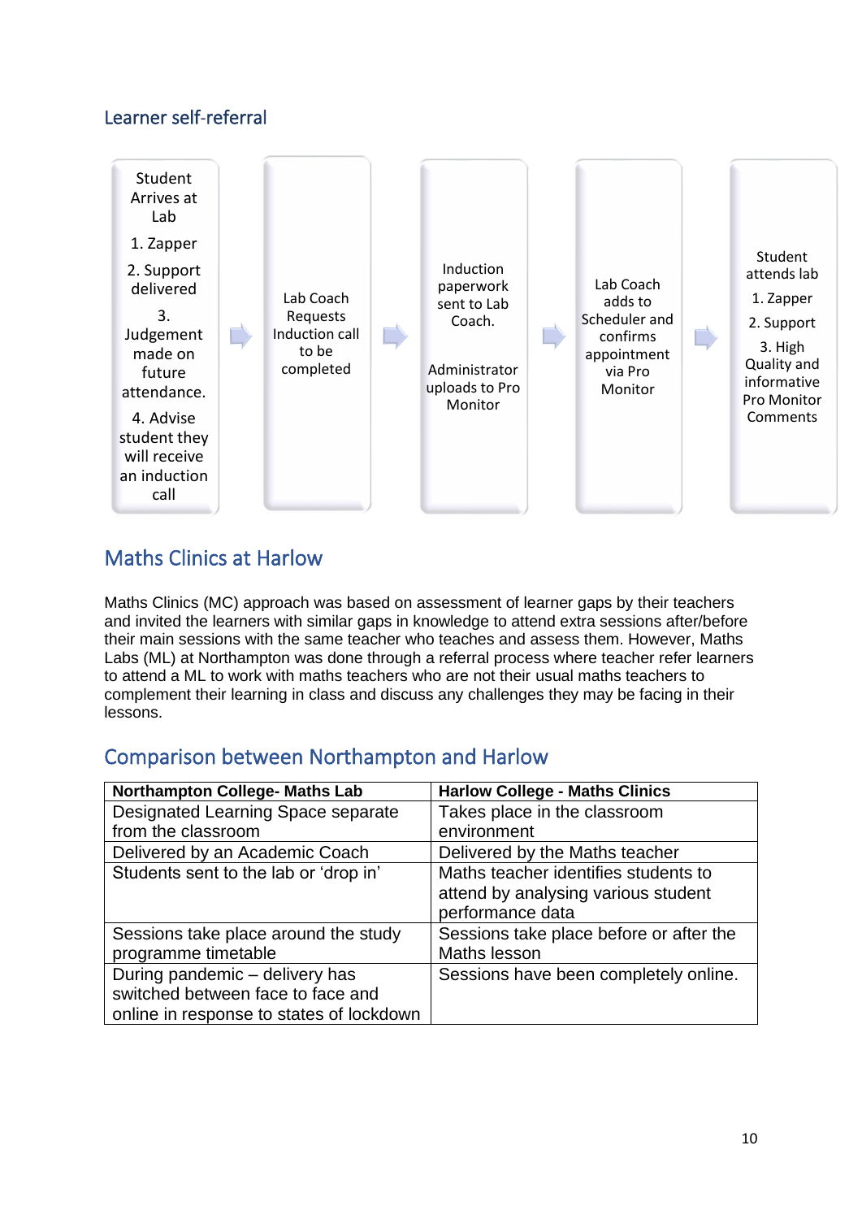## Learner self-referral

Student Arrives at Lab
1. Zapper
2. Support delivered
3. Judgement made on future attendance.
4. Advise student they will receive an induction call

→ Lab Coach Requests Induction call to be completed

→ Induction paperwork sent to Lab Coach.

Administrator uploads to Pro Monitor

→ Lab Coach adds to Scheduler and confirms appointment via Pro Monitor

→ Student attends lab
1. Zapper
2. Support
3. High Quality and informative Pro Monitor Comments

## Maths Clinics at Harlow

Maths Clinics (MC) approach was based on assessment of learner gaps by their teachers and invited the learners with similar gaps in knowledge to attend extra sessions after/before their main sessions with the same teacher who teaches and assess them. However, Maths Labs (ML) at Northampton was done through a referral process where teacher refer learners to attend a ML to work with maths teachers who are not their usual maths teachers to complement their learning in class and discuss any challenges they may be facing in their lessons.

## Comparison between Northampton and Harlow

| Northampton College- Maths Lab | Harlow College - Maths Clinics |
|---|---|
| Designated Learning Space separate from the classroom | Takes place in the classroom environment |
| Delivered by an Academic Coach | Delivered by the Maths teacher |
| Students sent to the lab or 'drop in' | Maths teacher identifies students to attend by analysing various student performance data |
| Sessions take place around the study programme timetable | Sessions take place before or after the Maths lesson |
| During pandemic – delivery has switched between face to face and online in response to states of lockdown | Sessions have been completely online. |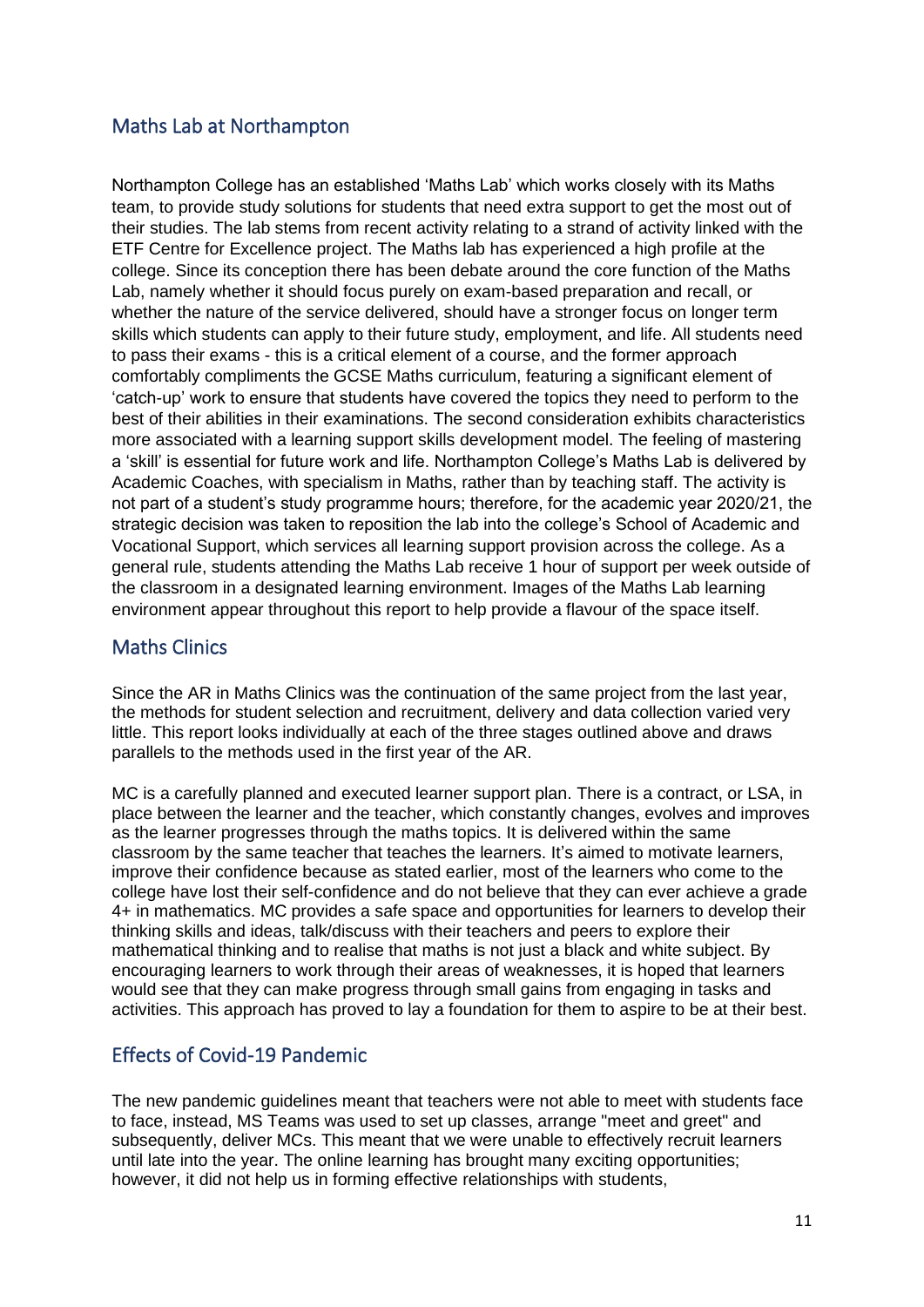## Maths Lab at Northampton

Northampton College has an established 'Maths Lab' which works closely with its Maths team, to provide study solutions for students that need extra support to get the most out of their studies. The lab stems from recent activity relating to a strand of activity linked with the ETF Centre for Excellence project. The Maths lab has experienced a high profile at the college. Since its conception there has been debate around the core function of the Maths Lab, namely whether it should focus purely on exam-based preparation and recall, or whether the nature of the service delivered, should have a stronger focus on longer term skills which students can apply to their future study, employment, and life. All students need to pass their exams - this is a critical element of a course, and the former approach comfortably compliments the GCSE Maths curriculum, featuring a significant element of 'catch-up' work to ensure that students have covered the topics they need to perform to the best of their abilities in their examinations. The second consideration exhibits characteristics more associated with a learning support skills development model. The feeling of mastering a 'skill' is essential for future work and life. Northampton College's Maths Lab is delivered by Academic Coaches, with specialism in Maths, rather than by teaching staff. The activity is not part of a student's study programme hours; therefore, for the academic year 2020/21, the strategic decision was taken to reposition the lab into the college's School of Academic and Vocational Support, which services all learning support provision across the college. As a general rule, students attending the Maths Lab receive 1 hour of support per week outside of the classroom in a designated learning environment. Images of the Maths Lab learning environment appear throughout this report to help provide a flavour of the space itself.

## Maths Clinics

Since the AR in Maths Clinics was the continuation of the same project from the last year, the methods for student selection and recruitment, delivery and data collection varied very little. This report looks individually at each of the three stages outlined above and draws parallels to the methods used in the first year of the AR.

MC is a carefully planned and executed learner support plan. There is a contract, or LSA, in place between the learner and the teacher, which constantly changes, evolves and improves as the learner progresses through the maths topics. It is delivered within the same classroom by the same teacher that teaches the learners. It's aimed to motivate learners, improve their confidence because as stated earlier, most of the learners who come to the college have lost their self-confidence and do not believe that they can ever achieve a grade 4+ in mathematics. MC provides a safe space and opportunities for learners to develop their thinking skills and ideas, talk/discuss with their teachers and peers to explore their mathematical thinking and to realise that maths is not just a black and white subject. By encouraging learners to work through their areas of weaknesses, it is hoped that learners would see that they can make progress through small gains from engaging in tasks and activities. This approach has proved to lay a foundation for them to aspire to be at their best.

## Effects of Covid-19 Pandemic

The new pandemic guidelines meant that teachers were not able to meet with students face to face, instead, MS Teams was used to set up classes, arrange "meet and greet" and subsequently, deliver MCs. This meant that we were unable to effectively recruit learners until late into the year. The online learning has brought many exciting opportunities; however, it did not help us in forming effective relationships with students,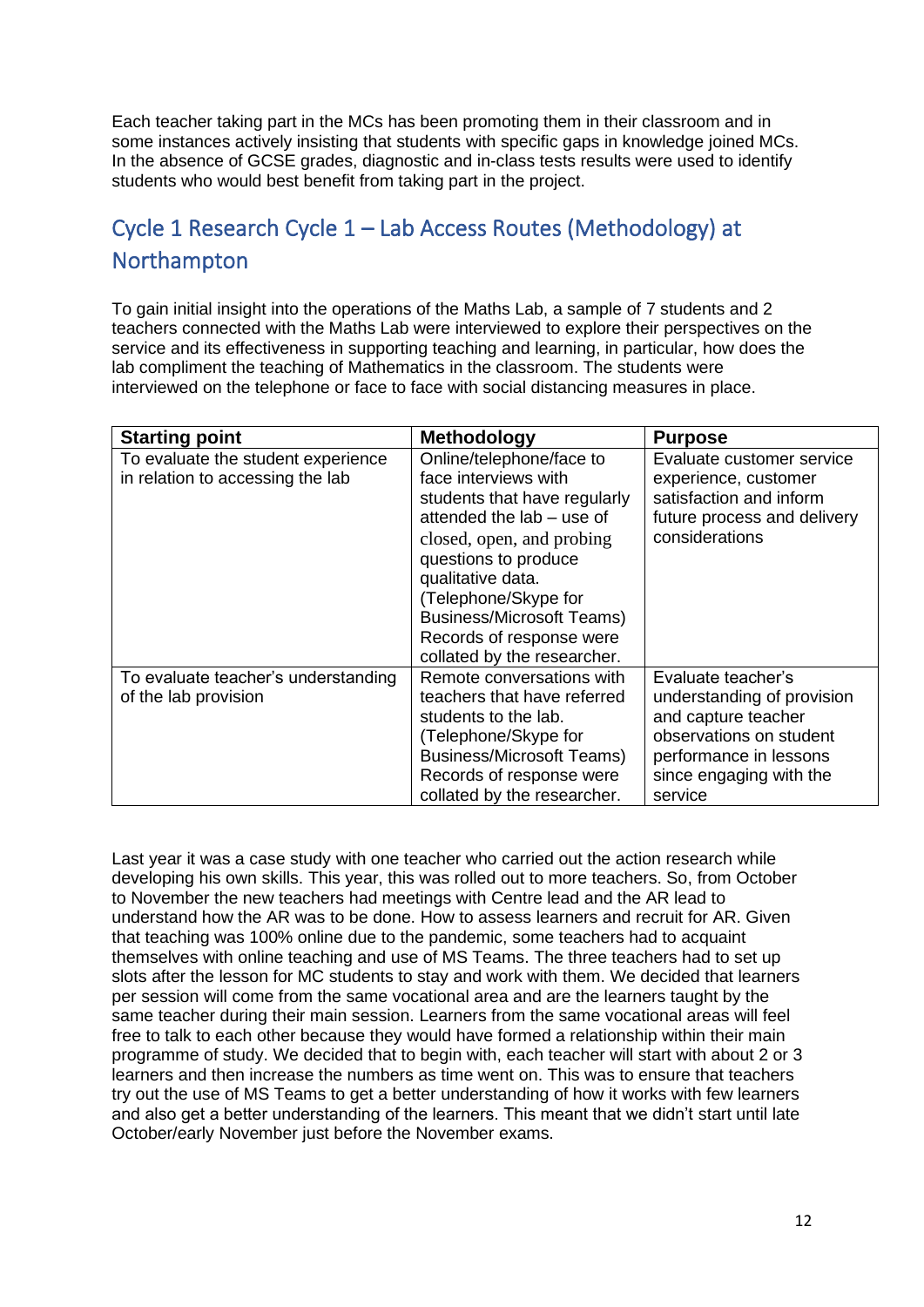Each teacher taking part in the MCs has been promoting them in their classroom and in some instances actively insisting that students with specific gaps in knowledge joined MCs. In the absence of GCSE grades, diagnostic and in-class tests results were used to identify students who would best benefit from taking part in the project.

## Cycle 1 Research Cycle 1 – Lab Access Routes (Methodology) at Northampton

To gain initial insight into the operations of the Maths Lab, a sample of 7 students and 2 teachers connected with the Maths Lab were interviewed to explore their perspectives on the service and its effectiveness in supporting teaching and learning, in particular, how does the lab compliment the teaching of Mathematics in the classroom. The students were interviewed on the telephone or face to face with social distancing measures in place.

| Starting point | Methodology | Purpose |
| --- | --- | --- |
| To evaluate the student experience in relation to accessing the lab | Online/telephone/face to face interviews with students that have regularly attended the lab – use of closed, open, and probing questions to produce qualitative data. (Telephone/Skype for Business/Microsoft Teams) Records of response were collated by the researcher. | Evaluate customer service experience, customer satisfaction and inform future process and delivery considerations |
| To evaluate teacher's understanding of the lab provision | Remote conversations with teachers that have referred students to the lab. (Telephone/Skype for Business/Microsoft Teams) Records of response were collated by the researcher. | Evaluate teacher's understanding of provision and capture teacher observations on student performance in lessons since engaging with the service |

Last year it was a case study with one teacher who carried out the action research while developing his own skills. This year, this was rolled out to more teachers. So, from October to November the new teachers had meetings with Centre lead and the AR lead to understand how the AR was to be done. How to assess learners and recruit for AR. Given that teaching was 100% online due to the pandemic, some teachers had to acquaint themselves with online teaching and use of MS Teams. The three teachers had to set up slots after the lesson for MC students to stay and work with them. We decided that learners per session will come from the same vocational area and are the learners taught by the same teacher during their main session. Learners from the same vocational areas will feel free to talk to each other because they would have formed a relationship within their main programme of study. We decided that to begin with, each teacher will start with about 2 or 3 learners and then increase the numbers as time went on. This was to ensure that teachers try out the use of MS Teams to get a better understanding of how it works with few learners and also get a better understanding of the learners. This meant that we didn't start until late October/early November just before the November exams.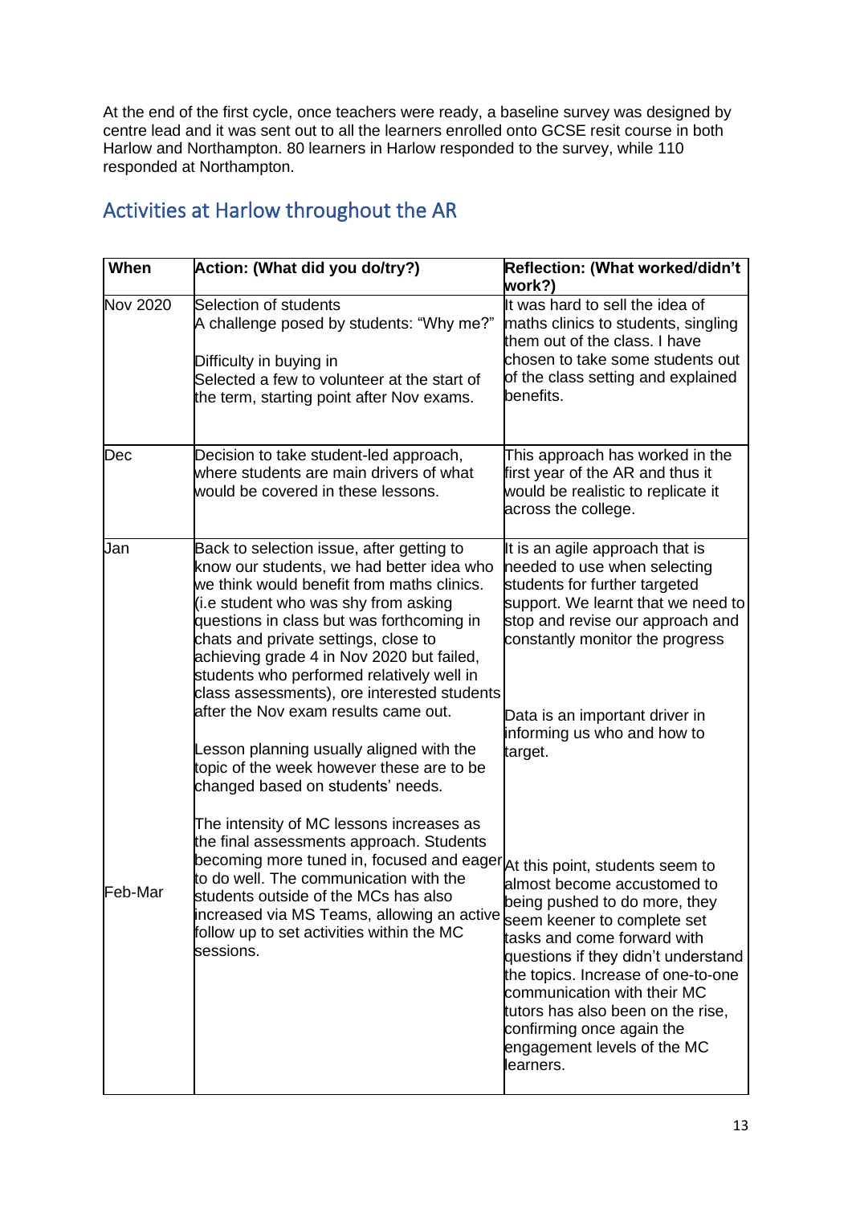At the end of the first cycle, once teachers were ready, a baseline survey was designed by centre lead and it was sent out to all the learners enrolled onto GCSE resit course in both Harlow and Northampton. 80 learners in Harlow responded to the survey, while 110 responded at Northampton.

## Activities at Harlow throughout the AR

| When | Action: (What did you do/try?) | Reflection: (What worked/didn't work?) |
| --- | --- | --- |
| Nov 2020 | Selection of students<br>A challenge posed by students: "Why me?"<br><br>Difficulty in buying in<br>Selected a few to volunteer at the start of the term, starting point after Nov exams. | It was hard to sell the idea of maths clinics to students, singling them out of the class. I have chosen to take some students out of the class setting and explained benefits. |
| Dec | Decision to take student-led approach, where students are main drivers of what would be covered in these lessons. | This approach has worked in the first year of the AR and thus it would be realistic to replicate it across the college. |
| Jan | Back to selection issue, after getting to know our students, we had better idea who we think would benefit from maths clinics. (i.e student who was shy from asking questions in class but was forthcoming in chats and private settings, close to achieving grade 4 in Nov 2020 but failed, students who performed relatively well in class assessments), ore interested students after the Nov exam results came out.<br><br>Lesson planning usually aligned with the topic of the week however these are to be changed based on students' needs. | It is an agile approach that is needed to use when selecting students for further targeted support. We learnt that we need to stop and revise our approach and constantly monitor the progress<br><br>Data is an important driver in informing us who and how to target. |
| Feb-Mar | The intensity of MC lessons increases as the final assessments approach. Students becoming more tuned in, focused and eager to do well. The communication with the students outside of the MCs has also increased via MS Teams, allowing an active follow up to set activities within the MC sessions. | At this point, students seem to almost become accustomed to being pushed to do more, they seem keener to complete set tasks and come forward with questions if they didn't understand the topics. Increase of one-to-one communication with their MC tutors has also been on the rise, confirming once again the engagement levels of the MC learners. |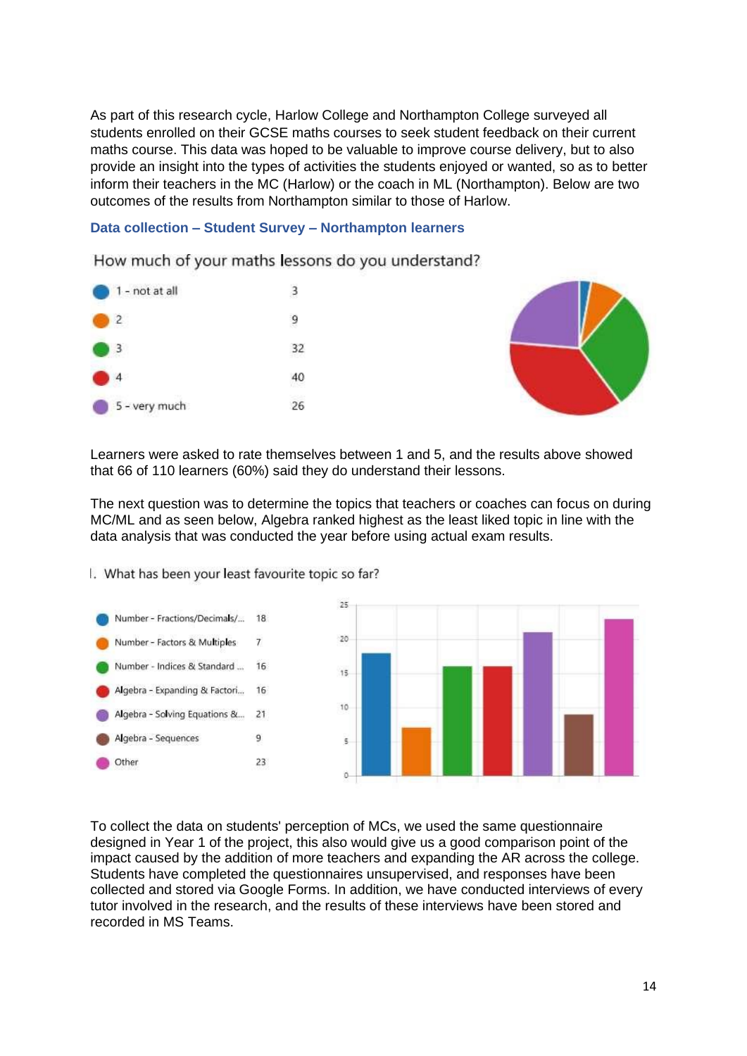As part of this research cycle, Harlow College and Northampton College surveyed all students enrolled on their GCSE maths courses to seek student feedback on their current maths course. This data was hoped to be valuable to improve course delivery, but to also provide an insight into the types of activities the students enjoyed or wanted, so as to better inform their teachers in the MC (Harlow) or the coach in ML (Northampton). Below are two outcomes of the results from Northampton similar to those of Harlow.

### Data collection – Student Survey – Northampton learners

How much of your maths lessons do you understand?

| Response | Count |
|---|---|
| 1 - not at all | 3 |
| 2 | 9 |
| 3 | 32 |
| 4 | 40 |
| 5 - very much | 26 |

Learners were asked to rate themselves between 1 and 5, and the results above showed that 66 of 110 learners (60%) said they do understand their lessons.

The next question was to determine the topics that teachers or coaches can focus on during MC/ML and as seen below, Algebra ranked highest as the least liked topic in line with the data analysis that was conducted the year before using actual exam results.

I. What has been your least favourite topic so far?

| Topic | Count |
|---|---|
| Number - Fractions/Decimals/... | 18 |
| Number - Factors & Multiples | 7 |
| Number - Indices & Standard ... | 16 |
| Algebra - Expanding & Factori... | 16 |
| Algebra - Solving Equations &... | 21 |
| Algebra - Sequences | 9 |
| Other | 23 |

To collect the data on students' perception of MCs, we used the same questionnaire designed in Year 1 of the project, this also would give us a good comparison point of the impact caused by the addition of more teachers and expanding the AR across the college. Students have completed the questionnaires unsupervised, and responses have been collected and stored via Google Forms. In addition, we have conducted interviews of every tutor involved in the research, and the results of these interviews have been stored and recorded in MS Teams.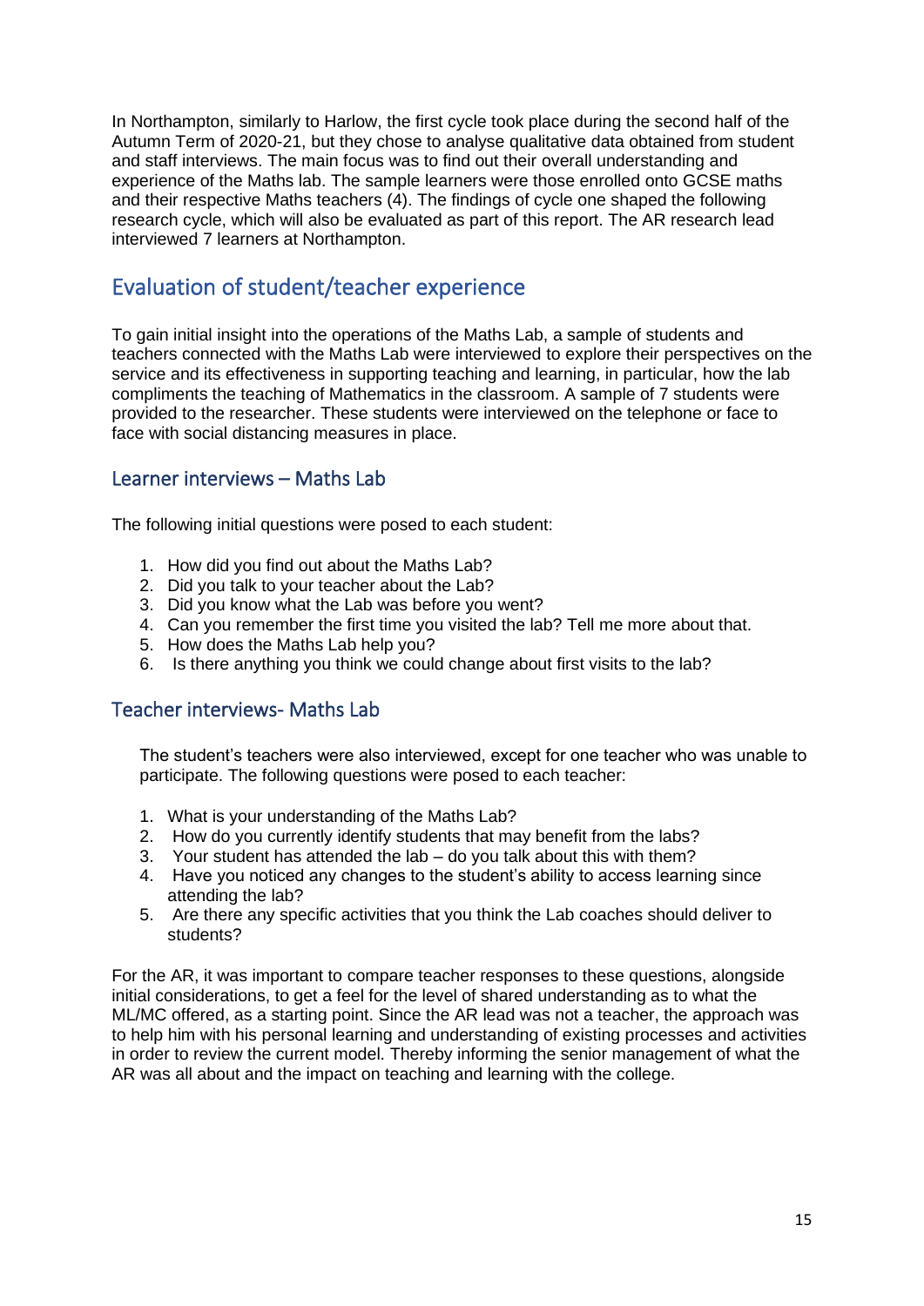In Northampton, similarly to Harlow, the first cycle took place during the second half of the Autumn Term of 2020-21, but they chose to analyse qualitative data obtained from student and staff interviews. The main focus was to find out their overall understanding and experience of the Maths lab. The sample learners were those enrolled onto GCSE maths and their respective Maths teachers (4). The findings of cycle one shaped the following research cycle, which will also be evaluated as part of this report. The AR research lead interviewed 7 learners at Northampton.

## Evaluation of student/teacher experience

To gain initial insight into the operations of the Maths Lab, a sample of students and teachers connected with the Maths Lab were interviewed to explore their perspectives on the service and its effectiveness in supporting teaching and learning, in particular, how the lab compliments the teaching of Mathematics in the classroom. A sample of 7 students were provided to the researcher. These students were interviewed on the telephone or face to face with social distancing measures in place.

### Learner interviews – Maths Lab

The following initial questions were posed to each student:

1. How did you find out about the Maths Lab?
2. Did you talk to your teacher about the Lab?
3. Did you know what the Lab was before you went?
4. Can you remember the first time you visited the lab? Tell me more about that.
5. How does the Maths Lab help you?
6. Is there anything you think we could change about first visits to the lab?

### Teacher interviews- Maths Lab

The student's teachers were also interviewed, except for one teacher who was unable to participate. The following questions were posed to each teacher:

1. What is your understanding of the Maths Lab?
2. How do you currently identify students that may benefit from the labs?
3. Your student has attended the lab – do you talk about this with them?
4. Have you noticed any changes to the student's ability to access learning since attending the lab?
5. Are there any specific activities that you think the Lab coaches should deliver to students?

For the AR, it was important to compare teacher responses to these questions, alongside initial considerations, to get a feel for the level of shared understanding as to what the ML/MC offered, as a starting point. Since the AR lead was not a teacher, the approach was to help him with his personal learning and understanding of existing processes and activities in order to review the current model. Thereby informing the senior management of what the AR was all about and the impact on teaching and learning with the college.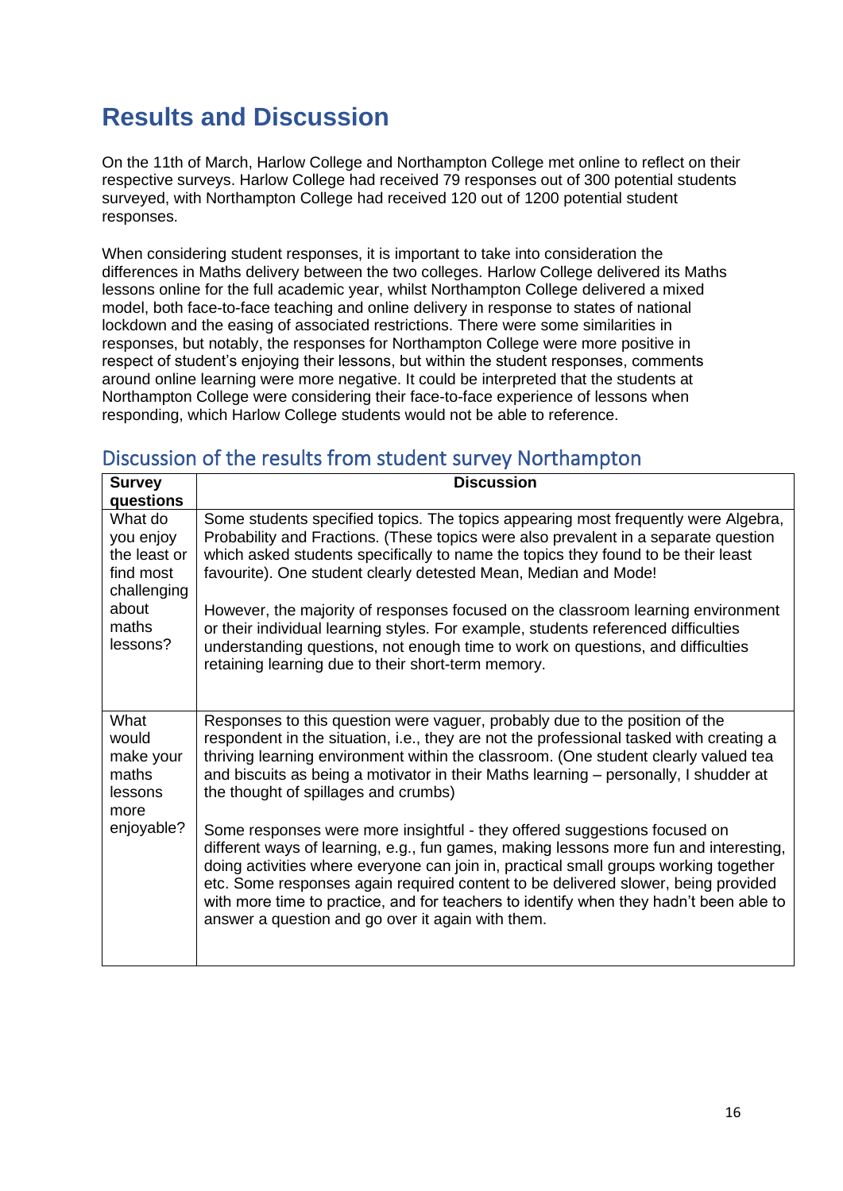# Results and Discussion

On the 11th of March, Harlow College and Northampton College met online to reflect on their respective surveys. Harlow College had received 79 responses out of 300 potential students surveyed, with Northampton College had received 120 out of 1200 potential student responses.

When considering student responses, it is important to take into consideration the differences in Maths delivery between the two colleges. Harlow College delivered its Maths lessons online for the full academic year, whilst Northampton College delivered a mixed model, both face-to-face teaching and online delivery in response to states of national lockdown and the easing of associated restrictions. There were some similarities in responses, but notably, the responses for Northampton College were more positive in respect of student's enjoying their lessons, but within the student responses, comments around online learning were more negative. It could be interpreted that the students at Northampton College were considering their face-to-face experience of lessons when responding, which Harlow College students would not be able to reference.

## Discussion of the results from student survey Northampton

| Survey questions | Discussion |
|---|---|
| What do you enjoy the least or find most challenging about maths lessons? | Some students specified topics. The topics appearing most frequently were Algebra, Probability and Fractions. (These topics were also prevalent in a separate question which asked students specifically to name the topics they found to be their least favourite). One student clearly detested Mean, Median and Mode!<br><br>However, the majority of responses focused on the classroom learning environment or their individual learning styles. For example, students referenced difficulties understanding questions, not enough time to work on questions, and difficulties retaining learning due to their short-term memory. |
| What would make your maths lessons more enjoyable? | Responses to this question were vaguer, probably due to the position of the respondent in the situation, i.e., they are not the professional tasked with creating a thriving learning environment within the classroom. (One student clearly valued tea and biscuits as being a motivator in their Maths learning – personally, I shudder at the thought of spillages and crumbs)<br><br>Some responses were more insightful - they offered suggestions focused on different ways of learning, e.g., fun games, making lessons more fun and interesting, doing activities where everyone can join in, practical small groups working together etc. Some responses again required content to be delivered slower, being provided with more time to practice, and for teachers to identify when they hadn't been able to answer a question and go over it again with them. |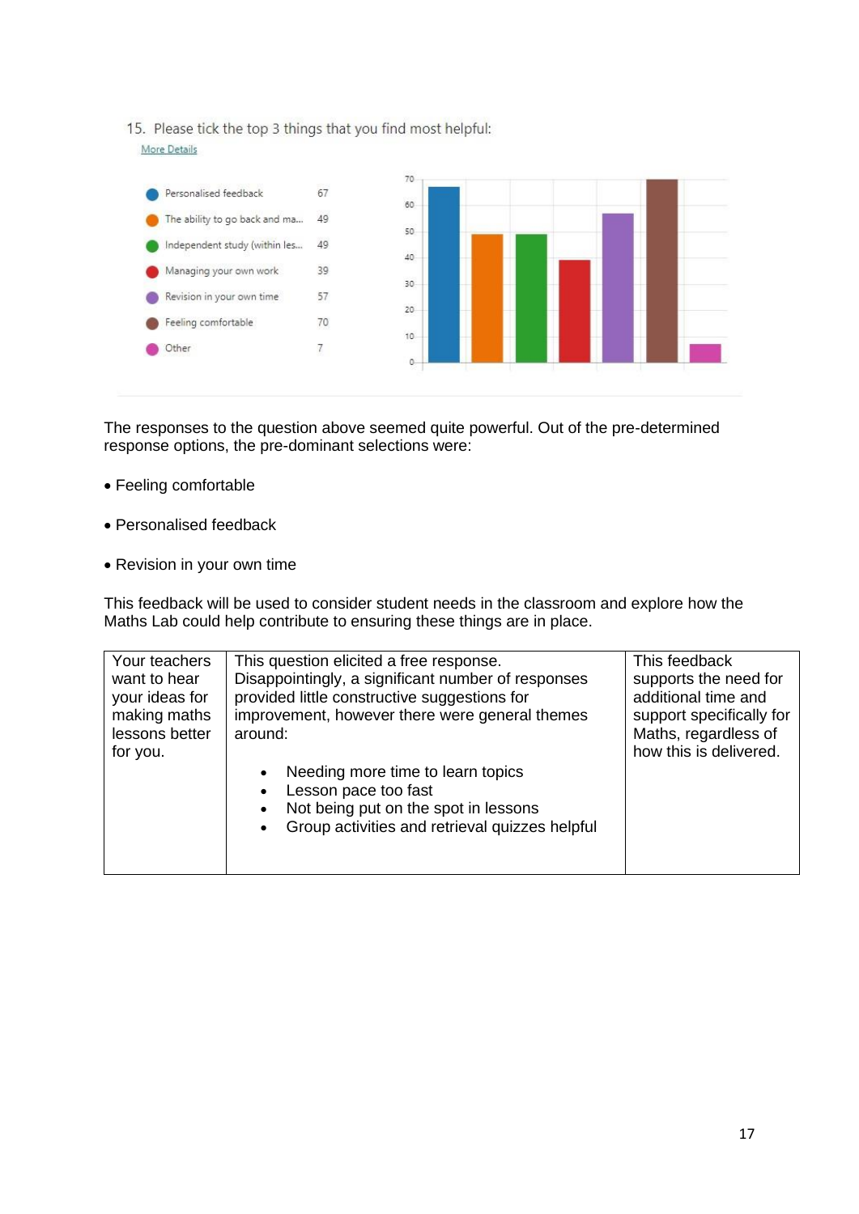15. Please tick the top 3 things that you find most helpful:

More Details

| Option | Count |
|---|---|
| Personalised feedback | 67 |
| The ability to go back and ma... | 49 |
| Independent study (within les... | 49 |
| Managing your own work | 39 |
| Revision in your own time | 57 |
| Feeling comfortable | 70 |
| Other | 7 |

The responses to the question above seemed quite powerful. Out of the pre-determined response options, the pre-dominant selections were:

- Feeling comfortable
- Personalised feedback
- Revision in your own time

This feedback will be used to consider student needs in the classroom and explore how the Maths Lab could help contribute to ensuring these things are in place.

| | | |
|---|---|---|
| Your teachers want to hear your ideas for making maths lessons better for you. | This question elicited a free response. Disappointingly, a significant number of responses provided little constructive suggestions for improvement, however there were general themes around:<br><br>• Needing more time to learn topics<br>• Lesson pace too fast<br>• Not being put on the spot in lessons<br>• Group activities and retrieval quizzes helpful | This feedback supports the need for additional time and support specifically for Maths, regardless of how this is delivered. |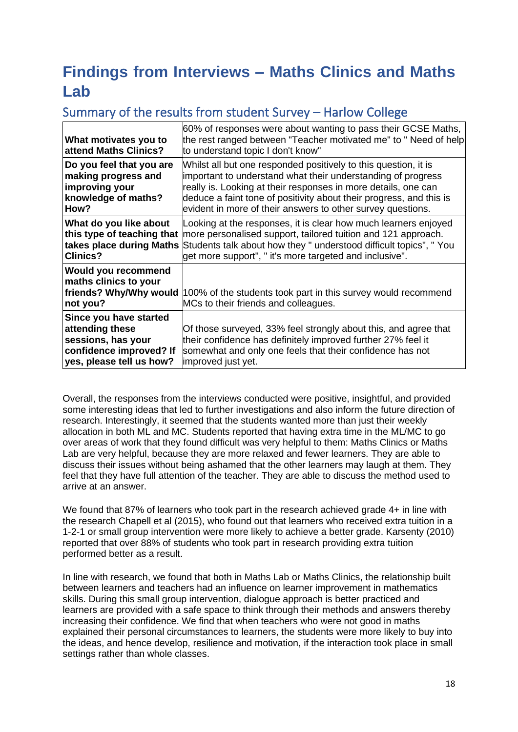# Findings from Interviews – Maths Clinics and Maths Lab

## Summary of the results from student Survey – Harlow College

| | |
|---|---|
| **What motivates you to attend Maths Clinics?** | 60% of responses were about wanting to pass their GCSE Maths, the rest ranged between "Teacher motivated me" to " Need of help to understand topic I don't know" |
| **Do you feel that you are making progress and improving your knowledge of maths? How?** | Whilst all but one responded positively to this question, it is important to understand what their understanding of progress really is. Looking at their responses in more details, one can deduce a faint tone of positivity about their progress, and this is evident in more of their answers to other survey questions. |
| **What do you like about this type of teaching that takes place during Maths Clinics?** | Looking at the responses, it is clear how much learners enjoyed more personalised support, tailored tuition and 121 approach. Students talk about how they " understood difficult topics", " You get more support", " it's more targeted and inclusive". |
| **Would you recommend maths clinics to your friends? Why/Why would not you?** | 100% of the students took part in this survey would recommend MCs to their friends and colleagues. |
| **Since you have started attending these sessions, has your confidence improved? If yes, please tell us how?** | Of those surveyed, 33% feel strongly about this, and agree that their confidence has definitely improved further 27% feel it somewhat and only one feels that their confidence has not improved just yet. |

Overall, the responses from the interviews conducted were positive, insightful, and provided some interesting ideas that led to further investigations and also inform the future direction of research. Interestingly, it seemed that the students wanted more than just their weekly allocation in both ML and MC. Students reported that having extra time in the ML/MC to go over areas of work that they found difficult was very helpful to them: Maths Clinics or Maths Lab are very helpful, because they are more relaxed and fewer learners. They are able to discuss their issues without being ashamed that the other learners may laugh at them. They feel that they have full attention of the teacher. They are able to discuss the method used to arrive at an answer.

We found that 87% of learners who took part in the research achieved grade 4+ in line with the research Chapell et al (2015), who found out that learners who received extra tuition in a 1-2-1 or small group intervention were more likely to achieve a better grade. Karsenty (2010) reported that over 88% of students who took part in research providing extra tuition performed better as a result.

In line with research, we found that both in Maths Lab or Maths Clinics, the relationship built between learners and teachers had an influence on learner improvement in mathematics skills. During this small group intervention, dialogue approach is better practiced and learners are provided with a safe space to think through their methods and answers thereby increasing their confidence. We find that when teachers who were not good in maths explained their personal circumstances to learners, the students were more likely to buy into the ideas, and hence develop, resilience and motivation, if the interaction took place in small settings rather than whole classes.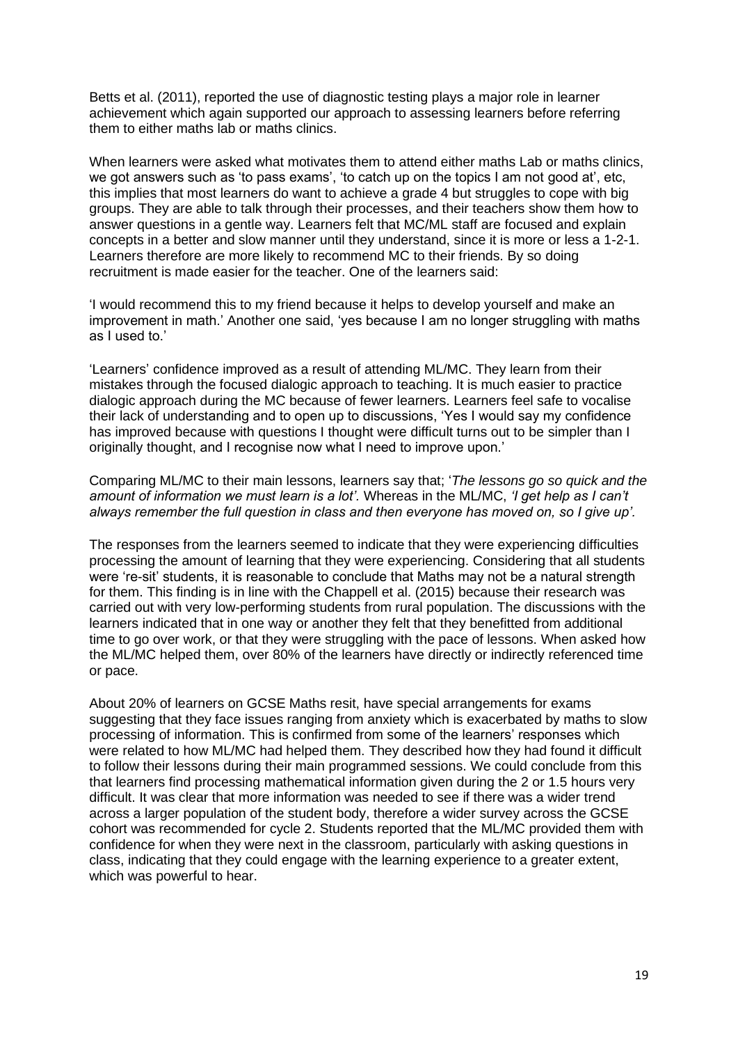Betts et al. (2011), reported the use of diagnostic testing plays a major role in learner achievement which again supported our approach to assessing learners before referring them to either maths lab or maths clinics.

When learners were asked what motivates them to attend either maths Lab or maths clinics, we got answers such as 'to pass exams', 'to catch up on the topics I am not good at', etc, this implies that most learners do want to achieve a grade 4 but struggles to cope with big groups. They are able to talk through their processes, and their teachers show them how to answer questions in a gentle way. Learners felt that MC/ML staff are focused and explain concepts in a better and slow manner until they understand, since it is more or less a 1-2-1. Learners therefore are more likely to recommend MC to their friends. By so doing recruitment is made easier for the teacher. One of the learners said:

'I would recommend this to my friend because it helps to develop yourself and make an improvement in math.' Another one said, 'yes because I am no longer struggling with maths as I used to.'

'Learners' confidence improved as a result of attending ML/MC. They learn from their mistakes through the focused dialogic approach to teaching. It is much easier to practice dialogic approach during the MC because of fewer learners. Learners feel safe to vocalise their lack of understanding and to open up to discussions, 'Yes I would say my confidence has improved because with questions I thought were difficult turns out to be simpler than I originally thought, and I recognise now what I need to improve upon.'

Comparing ML/MC to their main lessons, learners say that; '*The lessons go so quick and the amount of information we must learn is a lot'.* Whereas in the ML/MC, *'I get help as I can't always remember the full question in class and then everyone has moved on, so I give up'.*

The responses from the learners seemed to indicate that they were experiencing difficulties processing the amount of learning that they were experiencing. Considering that all students were 're-sit' students, it is reasonable to conclude that Maths may not be a natural strength for them. This finding is in line with the Chappell et al. (2015) because their research was carried out with very low-performing students from rural population. The discussions with the learners indicated that in one way or another they felt that they benefitted from additional time to go over work, or that they were struggling with the pace of lessons. When asked how the ML/MC helped them, over 80% of the learners have directly or indirectly referenced time or pace.

About 20% of learners on GCSE Maths resit, have special arrangements for exams suggesting that they face issues ranging from anxiety which is exacerbated by maths to slow processing of information. This is confirmed from some of the learners' responses which were related to how ML/MC had helped them. They described how they had found it difficult to follow their lessons during their main programmed sessions. We could conclude from this that learners find processing mathematical information given during the 2 or 1.5 hours very difficult. It was clear that more information was needed to see if there was a wider trend across a larger population of the student body, therefore a wider survey across the GCSE cohort was recommended for cycle 2. Students reported that the ML/MC provided them with confidence for when they were next in the classroom, particularly with asking questions in class, indicating that they could engage with the learning experience to a greater extent, which was powerful to hear.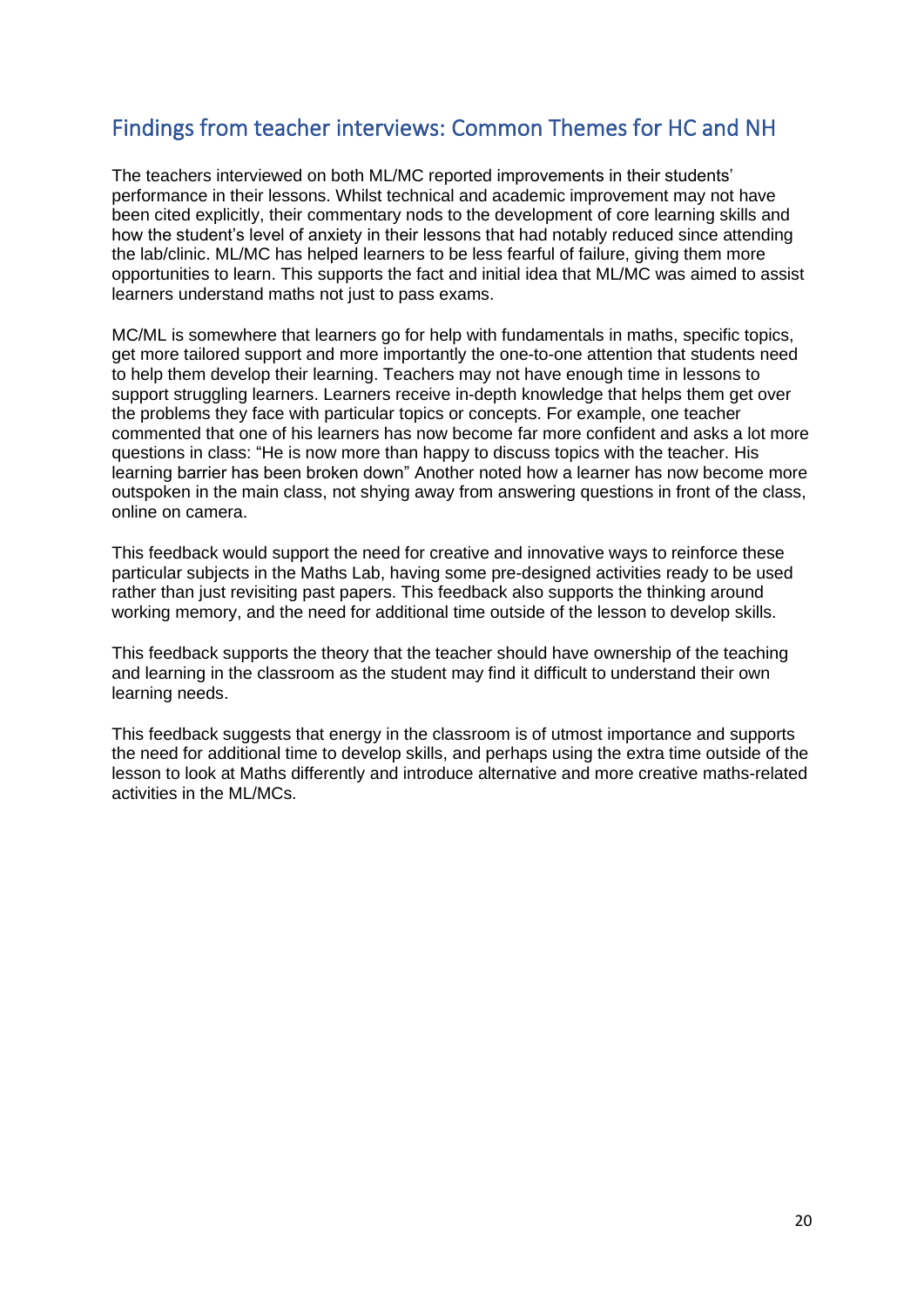## Findings from teacher interviews: Common Themes for HC and NH

The teachers interviewed on both ML/MC reported improvements in their students' performance in their lessons. Whilst technical and academic improvement may not have been cited explicitly, their commentary nods to the development of core learning skills and how the student's level of anxiety in their lessons that had notably reduced since attending the lab/clinic. ML/MC has helped learners to be less fearful of failure, giving them more opportunities to learn. This supports the fact and initial idea that ML/MC was aimed to assist learners understand maths not just to pass exams.

MC/ML is somewhere that learners go for help with fundamentals in maths, specific topics, get more tailored support and more importantly the one-to-one attention that students need to help them develop their learning. Teachers may not have enough time in lessons to support struggling learners. Learners receive in-depth knowledge that helps them get over the problems they face with particular topics or concepts. For example, one teacher commented that one of his learners has now become far more confident and asks a lot more questions in class: "He is now more than happy to discuss topics with the teacher. His learning barrier has been broken down" Another noted how a learner has now become more outspoken in the main class, not shying away from answering questions in front of the class, online on camera.

This feedback would support the need for creative and innovative ways to reinforce these particular subjects in the Maths Lab, having some pre-designed activities ready to be used rather than just revisiting past papers. This feedback also supports the thinking around working memory, and the need for additional time outside of the lesson to develop skills.

This feedback supports the theory that the teacher should have ownership of the teaching and learning in the classroom as the student may find it difficult to understand their own learning needs.

This feedback suggests that energy in the classroom is of utmost importance and supports the need for additional time to develop skills, and perhaps using the extra time outside of the lesson to look at Maths differently and introduce alternative and more creative maths-related activities in the ML/MCs.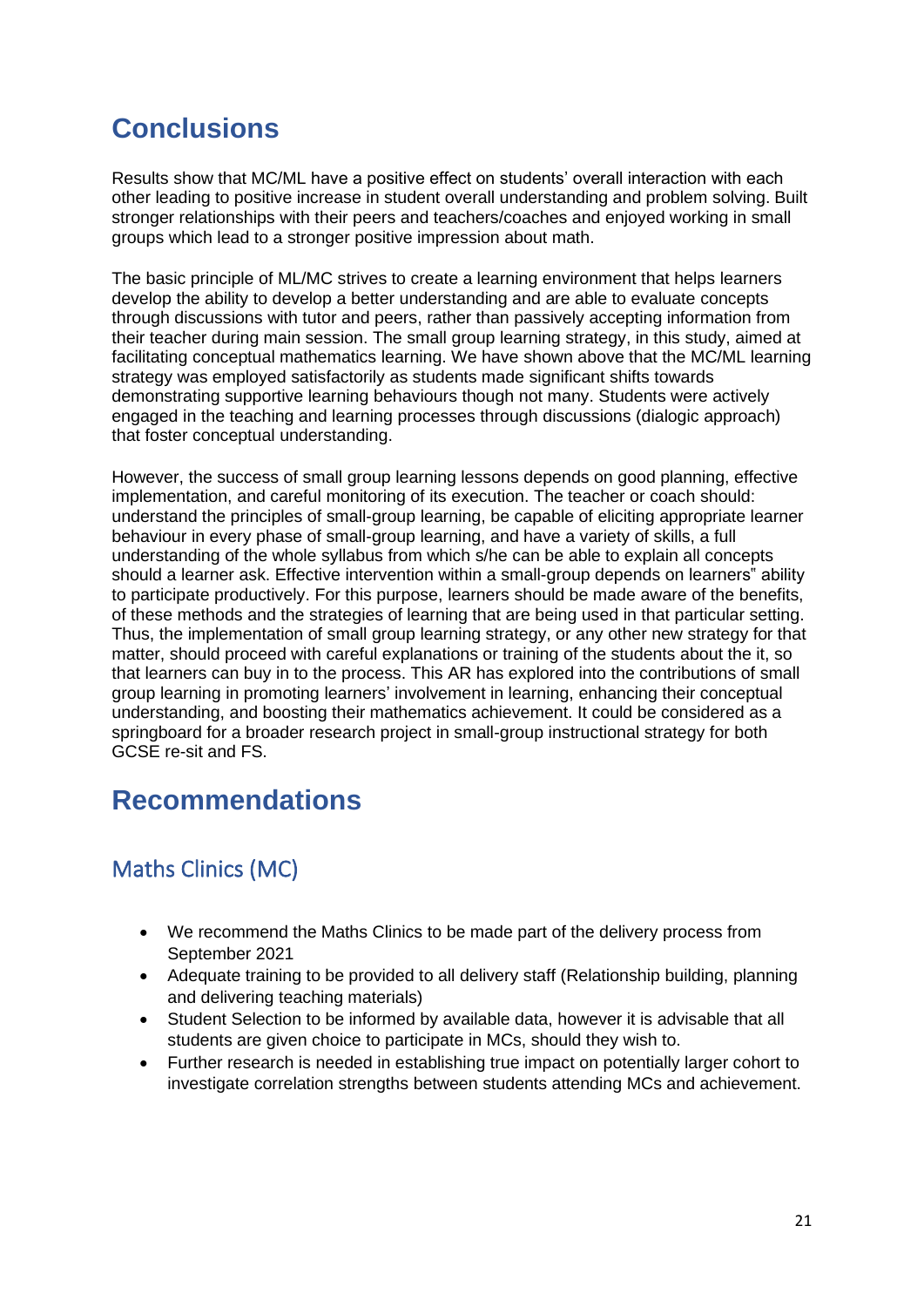# Conclusions

Results show that MC/ML have a positive effect on students' overall interaction with each other leading to positive increase in student overall understanding and problem solving. Built stronger relationships with their peers and teachers/coaches and enjoyed working in small groups which lead to a stronger positive impression about math.

The basic principle of ML/MC strives to create a learning environment that helps learners develop the ability to develop a better understanding and are able to evaluate concepts through discussions with tutor and peers, rather than passively accepting information from their teacher during main session. The small group learning strategy, in this study, aimed at facilitating conceptual mathematics learning. We have shown above that the MC/ML learning strategy was employed satisfactorily as students made significant shifts towards demonstrating supportive learning behaviours though not many. Students were actively engaged in the teaching and learning processes through discussions (dialogic approach) that foster conceptual understanding.

However, the success of small group learning lessons depends on good planning, effective implementation, and careful monitoring of its execution. The teacher or coach should: understand the principles of small-group learning, be capable of eliciting appropriate learner behaviour in every phase of small-group learning, and have a variety of skills, a full understanding of the whole syllabus from which s/he can be able to explain all concepts should a learner ask. Effective intervention within a small-group depends on learners" ability to participate productively. For this purpose, learners should be made aware of the benefits, of these methods and the strategies of learning that are being used in that particular setting. Thus, the implementation of small group learning strategy, or any other new strategy for that matter, should proceed with careful explanations or training of the students about the it, so that learners can buy in to the process. This AR has explored into the contributions of small group learning in promoting learners' involvement in learning, enhancing their conceptual understanding, and boosting their mathematics achievement. It could be considered as a springboard for a broader research project in small-group instructional strategy for both GCSE re-sit and FS.

# Recommendations

## Maths Clinics (MC)

- We recommend the Maths Clinics to be made part of the delivery process from September 2021
- Adequate training to be provided to all delivery staff (Relationship building, planning and delivering teaching materials)
- Student Selection to be informed by available data, however it is advisable that all students are given choice to participate in MCs, should they wish to.
- Further research is needed in establishing true impact on potentially larger cohort to investigate correlation strengths between students attending MCs and achievement.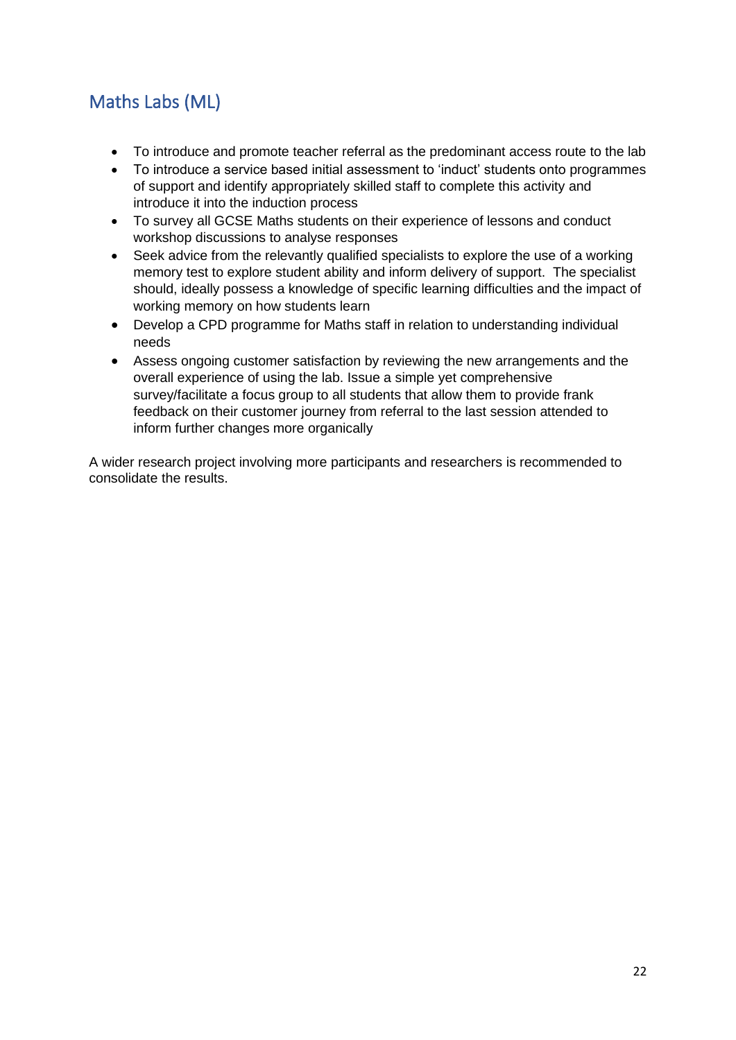## Maths Labs (ML)

- To introduce and promote teacher referral as the predominant access route to the lab
- To introduce a service based initial assessment to 'induct' students onto programmes of support and identify appropriately skilled staff to complete this activity and introduce it into the induction process
- To survey all GCSE Maths students on their experience of lessons and conduct workshop discussions to analyse responses
- Seek advice from the relevantly qualified specialists to explore the use of a working memory test to explore student ability and inform delivery of support. The specialist should, ideally possess a knowledge of specific learning difficulties and the impact of working memory on how students learn
- Develop a CPD programme for Maths staff in relation to understanding individual needs
- Assess ongoing customer satisfaction by reviewing the new arrangements and the overall experience of using the lab. Issue a simple yet comprehensive survey/facilitate a focus group to all students that allow them to provide frank feedback on their customer journey from referral to the last session attended to inform further changes more organically

A wider research project involving more participants and researchers is recommended to consolidate the results.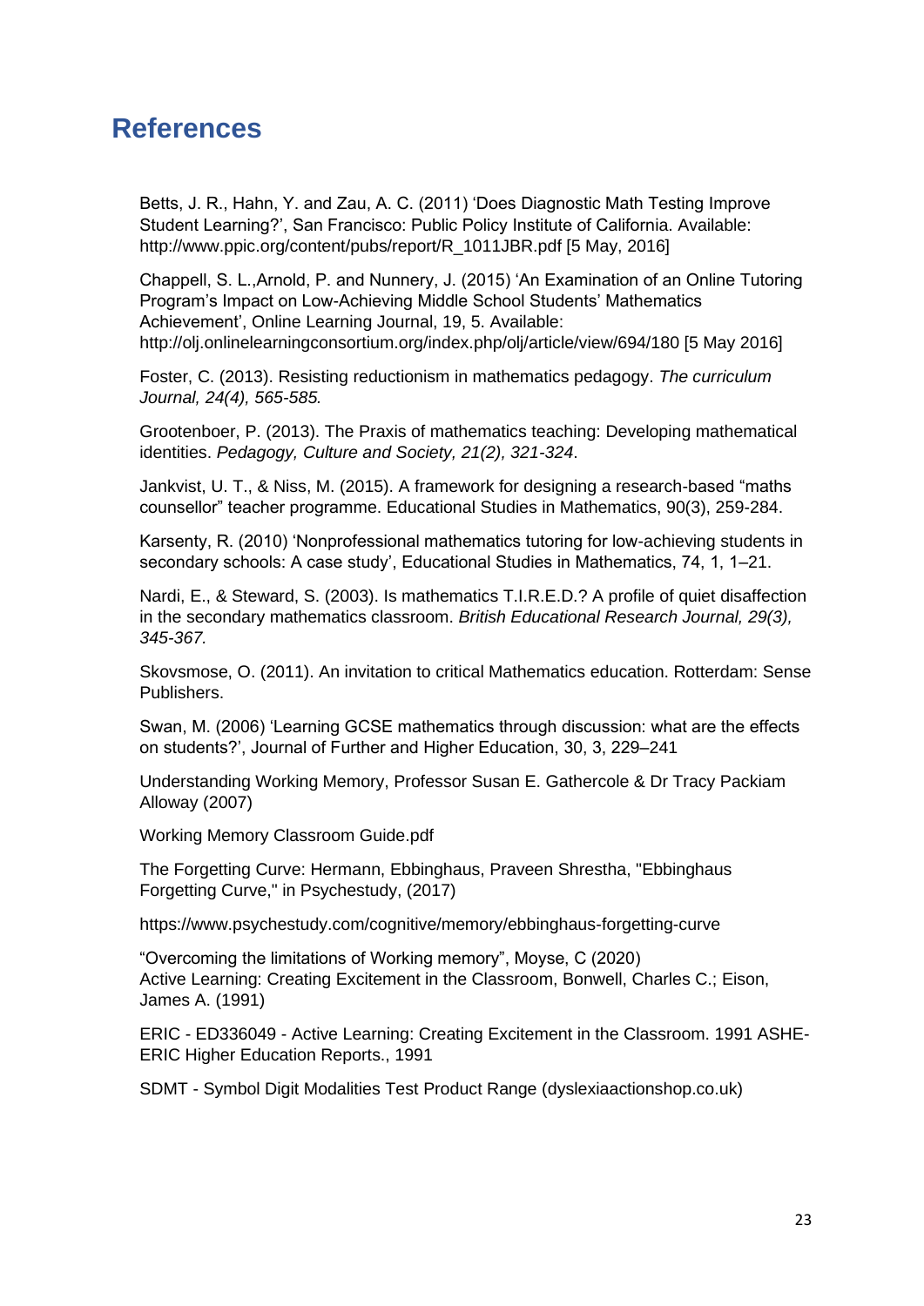## References

Betts, J. R., Hahn, Y. and Zau, A. C. (2011) 'Does Diagnostic Math Testing Improve Student Learning?', San Francisco: Public Policy Institute of California. Available: http://www.ppic.org/content/pubs/report/R_1011JBR.pdf [5 May, 2016]

Chappell, S. L.,Arnold, P. and Nunnery, J. (2015) 'An Examination of an Online Tutoring Program's Impact on Low-Achieving Middle School Students' Mathematics Achievement', Online Learning Journal, 19, 5. Available: http://olj.onlinelearningconsortium.org/index.php/olj/article/view/694/180 [5 May 2016]

Foster, C. (2013). Resisting reductionism in mathematics pedagogy. *The curriculum Journal, 24(4), 565-585.*

Grootenboer, P. (2013). The Praxis of mathematics teaching: Developing mathematical identities. *Pedagogy, Culture and Society, 21(2), 321-324*.

Jankvist, U. T., & Niss, M. (2015). A framework for designing a research-based "maths counsellor" teacher programme. Educational Studies in Mathematics, 90(3), 259-284.

Karsenty, R. (2010) 'Nonprofessional mathematics tutoring for low-achieving students in secondary schools: A case study', Educational Studies in Mathematics, 74, 1, 1–21.

Nardi, E., & Steward, S. (2003). Is mathematics T.I.R.E.D.? A profile of quiet disaffection in the secondary mathematics classroom. *British Educational Research Journal, 29(3), 345-367.*

Skovsmose, O. (2011). An invitation to critical Mathematics education. Rotterdam: Sense Publishers.

Swan, M. (2006) 'Learning GCSE mathematics through discussion: what are the effects on students?', Journal of Further and Higher Education, 30, 3, 229–241

Understanding Working Memory, Professor Susan E. Gathercole & Dr Tracy Packiam Alloway (2007)

Working Memory Classroom Guide.pdf

The Forgetting Curve: Hermann, Ebbinghaus, Praveen Shrestha, "Ebbinghaus Forgetting Curve," in Psychestudy, (2017)

https://www.psychestudy.com/cognitive/memory/ebbinghaus-forgetting-curve

"Overcoming the limitations of Working memory", Moyse, C (2020)
Active Learning: Creating Excitement in the Classroom, Bonwell, Charles C.; Eison, James A. (1991)

ERIC - ED336049 - Active Learning: Creating Excitement in the Classroom. 1991 ASHE-ERIC Higher Education Reports., 1991

SDMT - Symbol Digit Modalities Test Product Range (dyslexiaactionshop.co.uk)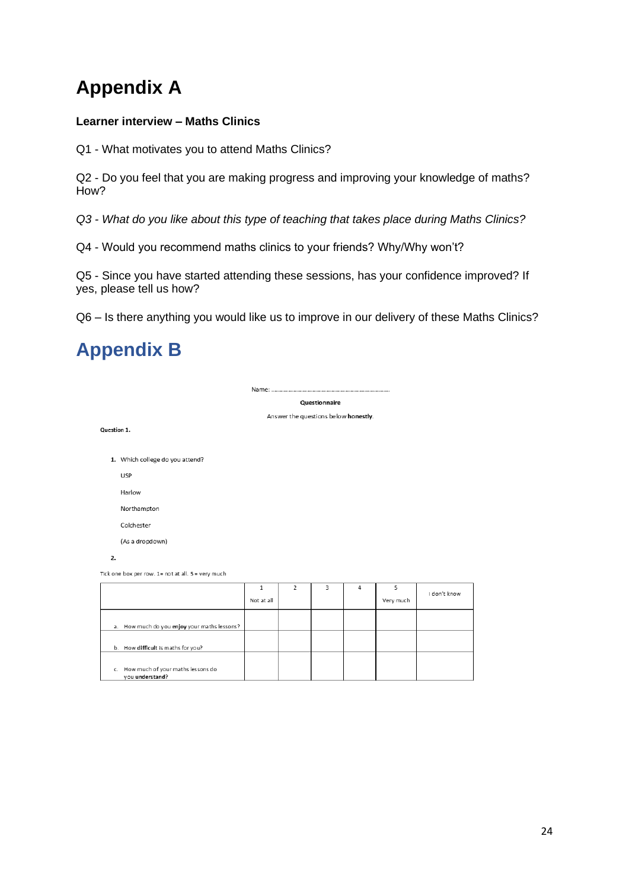# Appendix A

**Learner interview – Maths Clinics**

Q1 - What motivates you to attend Maths Clinics?

Q2 - Do you feel that you are making progress and improving your knowledge of maths? How?

*Q3 - What do you like about this type of teaching that takes place during Maths Clinics?*

Q4 - Would you recommend maths clinics to your friends? Why/Why won't?

Q5 - Since you have started attending these sessions, has your confidence improved? If yes, please tell us how?

Q6 – Is there anything you would like us to improve in our delivery of these Maths Clinics?

# Appendix B

Name: ……………………………………………………………………

**Questionnaire**

Answer the questions below **honestly**.

**Question 1.**

1. Which college do you attend?

   USP

   Harlow

   Northampton

   Colchester

   (As a dropdown)

2.

Tick one box per row. 1= not at all. 5 = very much

| | 1<br>Not at all | 2 | 3 | 4 | 5<br>Very much | I don't know |
|---|---|---|---|---|---|---|
| a. How much do you **enjoy** your maths lessons? | | | | | | |
| b. How **difficult** is maths for you? | | | | | | |
| c. How much of your maths lessons do you **understand**? | | | | | | |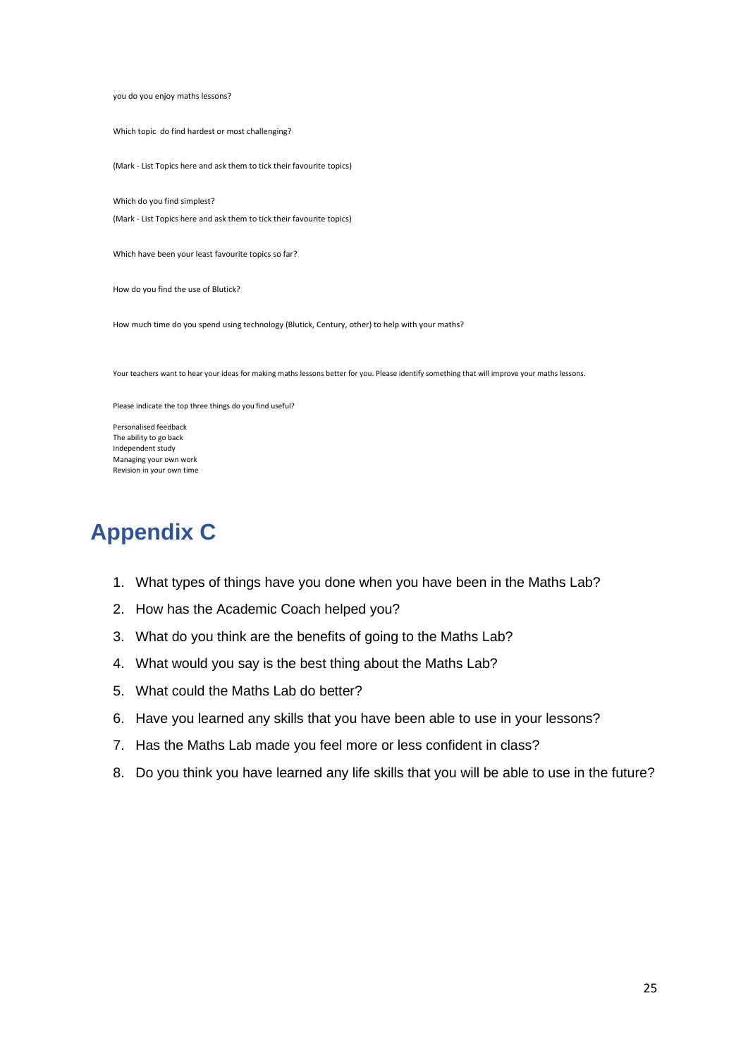you do you enjoy maths lessons?

Which topic  do find hardest or most challenging?

(Mark - List Topics here and ask them to tick their favourite topics)

Which do you find simplest?

(Mark - List Topics here and ask them to tick their favourite topics)

Which have been your least favourite topics so far?

How do you find the use of Blutick?

How much time do you spend using technology (Blutick, Century, other) to help with your maths?

Your teachers want to hear your ideas for making maths lessons better for you. Please identify something that will improve your maths lessons.

Please indicate the top three things do you find useful?

Personalised feedback
The ability to go back
Independent study
Managing your own work
Revision in your own time

# Appendix C

1. What types of things have you done when you have been in the Maths Lab?
2. How has the Academic Coach helped you?
3. What do you think are the benefits of going to the Maths Lab?
4. What would you say is the best thing about the Maths Lab?
5. What could the Maths Lab do better?
6. Have you learned any skills that you have been able to use in your lessons?
7. Has the Maths Lab made you feel more or less confident in class?
8. Do you think you have learned any life skills that you will be able to use in the future?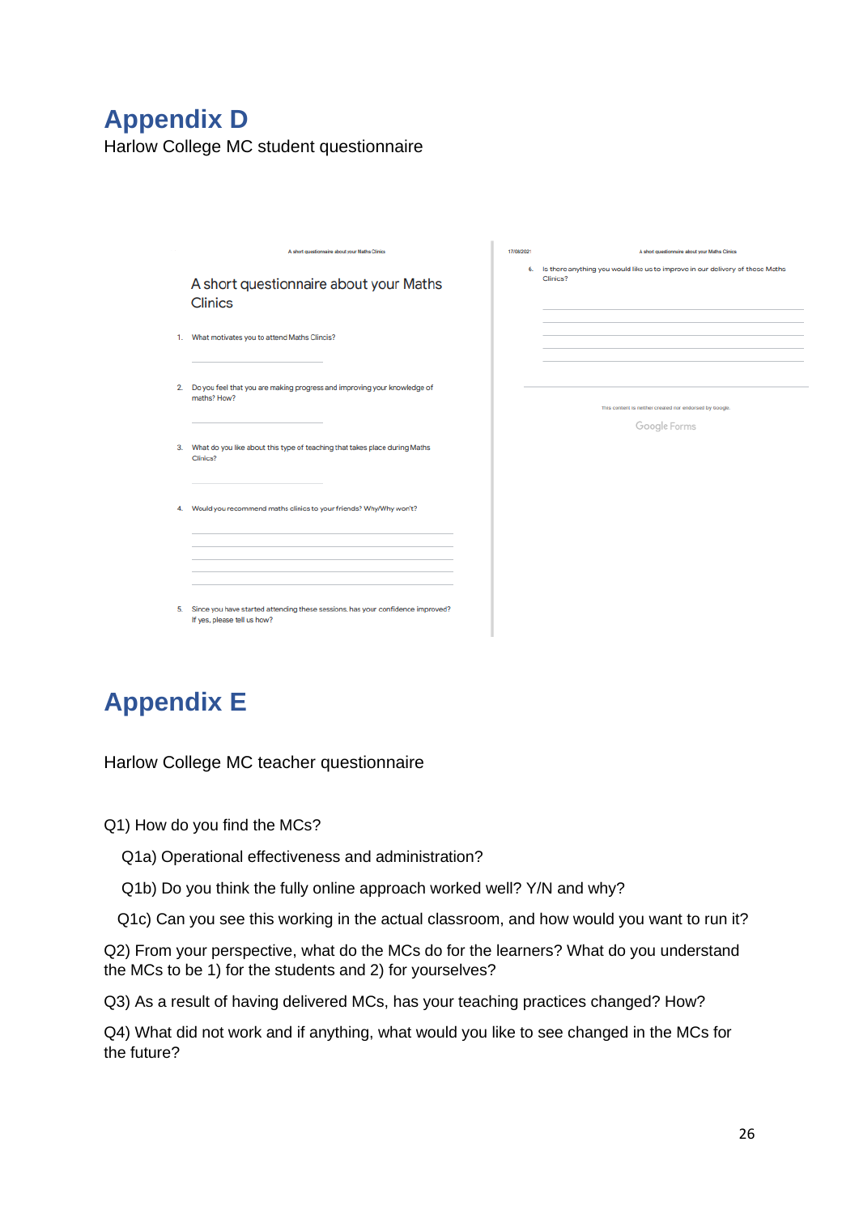# Appendix D

Harlow College MC student questionnaire

A short questionnaire about your Maths Clinics

## A short questionnaire about your Maths Clinics

1. What motivates you to attend Maths Clincis?

2. Do you feel that you are making progress and improving your knowledge of maths? How?

3. What do you like about this type of teaching that takes place during Maths Clinics?

4. Would you recommend maths clinics to your friends? Why/Why won't?

5. Since you have started attending these sessions, has your confidence improved? If yes, please tell us how?

17/09/2021

A short questionnaire about your Maths Clinics

6. Is there anything you would like us to improve in our delivery of these Maths Clinics?

This content is neither created nor endorsed by Google.

Google Forms

# Appendix E

Harlow College MC teacher questionnaire

Q1) How do you find the MCs?

Q1a) Operational effectiveness and administration?

Q1b) Do you think the fully online approach worked well? Y/N and why?

Q1c) Can you see this working in the actual classroom, and how would you want to run it?

Q2) From your perspective, what do the MCs do for the learners? What do you understand the MCs to be 1) for the students and 2) for yourselves?

Q3) As a result of having delivered MCs, has your teaching practices changed? How?

Q4) What did not work and if anything, what would you like to see changed in the MCs for the future?